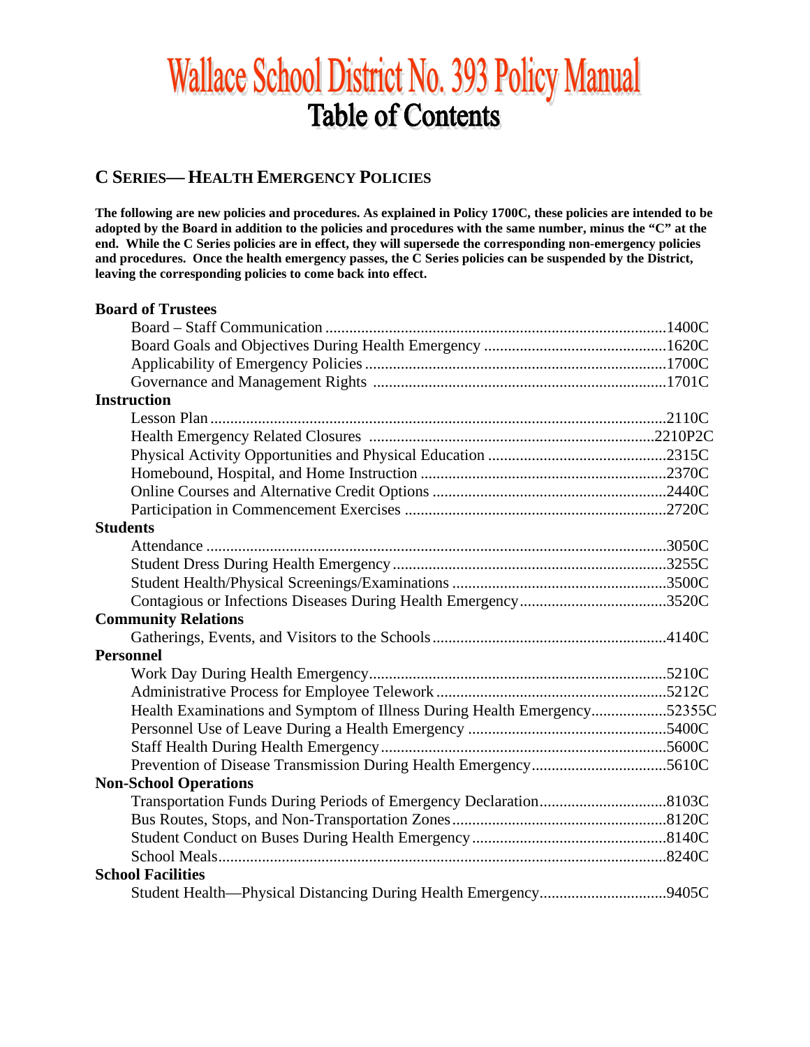# Wallace School District No. 393 Policy Manual

## Table of Contents

### C SERIES— HEALTH EMERGENCY POLICIES

**The following are new policies and procedures. As explained in Policy 1700C, these policies are intended to be adopted by the Board in addition to the policies and procedures with the same number, minus the "C" at the end. While the C Series policies are in effect, they will supersede the corresponding non-emergency policies and procedures. Once the health emergency passes, the C Series policies can be suspended by the District, leaving the corresponding policies to come back into effect.**

**Board of Trustees**

- Board – Staff Communication ....................................................................................1400C
- Board Goals and Objectives During Health Emergency .............................................1620C
- Applicability of Emergency Policies ..........................................................................1700C
- Governance and Management Rights ........................................................................1701C

**Instruction**

- Lesson Plan ................................................................................................................2110C
- Health Emergency Related Closures .......................................................................2210P2C
- Physical Activity Opportunities and Physical Education .............................................2315C
- Homebound, Hospital, and Home Instruction .............................................................2370C
- Online Courses and Alternative Credit Options ..........................................................2440C
- Participation in Commencement Exercises .................................................................2720C

**Students**

- Attendance ..................................................................................................................3050C
- Student Dress During Health Emergency ....................................................................3255C
- Student Health/Physical Screenings/Examinations .....................................................3500C
- Contagious or Infections Diseases During Health Emergency....................................3520C

**Community Relations**

- Gatherings, Events, and Visitors to the Schools ..........................................................4140C

**Personnel**

- Work Day During Health Emergency..........................................................................5210C
- Administrative Process for Employee Telework .........................................................5212C
- Health Examinations and Symptom of Illness During Health Emergency..................52355C
- Personnel Use of Leave During a Health Emergency .................................................5400C
- Staff Health During Health Emergency.......................................................................5600C
- Prevention of Disease Transmission During Health Emergency.................................5610C

**Non-School Operations**

- Transportation Funds During Periods of Emergency Declaration...............................8103C
- Bus Routes, Stops, and Non-Transportation Zones.....................................................8120C
- Student Conduct on Buses During Health Emergency ................................................8140C
- School Meals................................................................................................................8240C

**School Facilities**

- Student Health—Physical Distancing During Health Emergency...............................9405C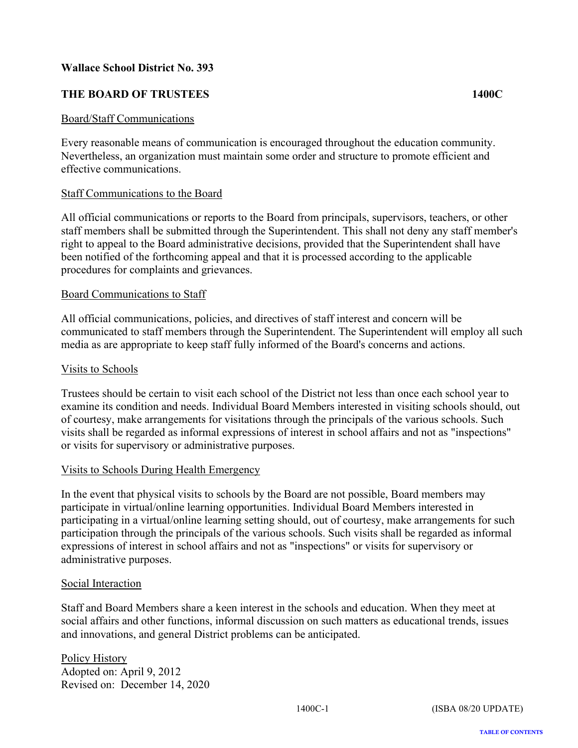**Wallace School District No. 393**

**THE BOARD OF TRUSTEES** **1400C**

Board/Staff Communications

Every reasonable means of communication is encouraged throughout the education community. Nevertheless, an organization must maintain some order and structure to promote efficient and effective communications.

Staff Communications to the Board

All official communications or reports to the Board from principals, supervisors, teachers, or other staff members shall be submitted through the Superintendent. This shall not deny any staff member's right to appeal to the Board administrative decisions, provided that the Superintendent shall have been notified of the forthcoming appeal and that it is processed according to the applicable procedures for complaints and grievances.

Board Communications to Staff

All official communications, policies, and directives of staff interest and concern will be communicated to staff members through the Superintendent. The Superintendent will employ all such media as are appropriate to keep staff fully informed of the Board's concerns and actions.

Visits to Schools

Trustees should be certain to visit each school of the District not less than once each school year to examine its condition and needs. Individual Board Members interested in visiting schools should, out of courtesy, make arrangements for visitations through the principals of the various schools. Such visits shall be regarded as informal expressions of interest in school affairs and not as "inspections" or visits for supervisory or administrative purposes.

Visits to Schools During Health Emergency

In the event that physical visits to schools by the Board are not possible, Board members may participate in virtual/online learning opportunities. Individual Board Members interested in participating in a virtual/online learning setting should, out of courtesy, make arrangements for such participation through the principals of the various schools. Such visits shall be regarded as informal expressions of interest in school affairs and not as "inspections" or visits for supervisory or administrative purposes.

Social Interaction

Staff and Board Members share a keen interest in the schools and education. When they meet at social affairs and other functions, informal discussion on such matters as educational trends, issues and innovations, and general District problems can be anticipated.

Policy History
Adopted on: April 9, 2012
Revised on: December 14, 2020

(ISBA 08/20 UPDATE)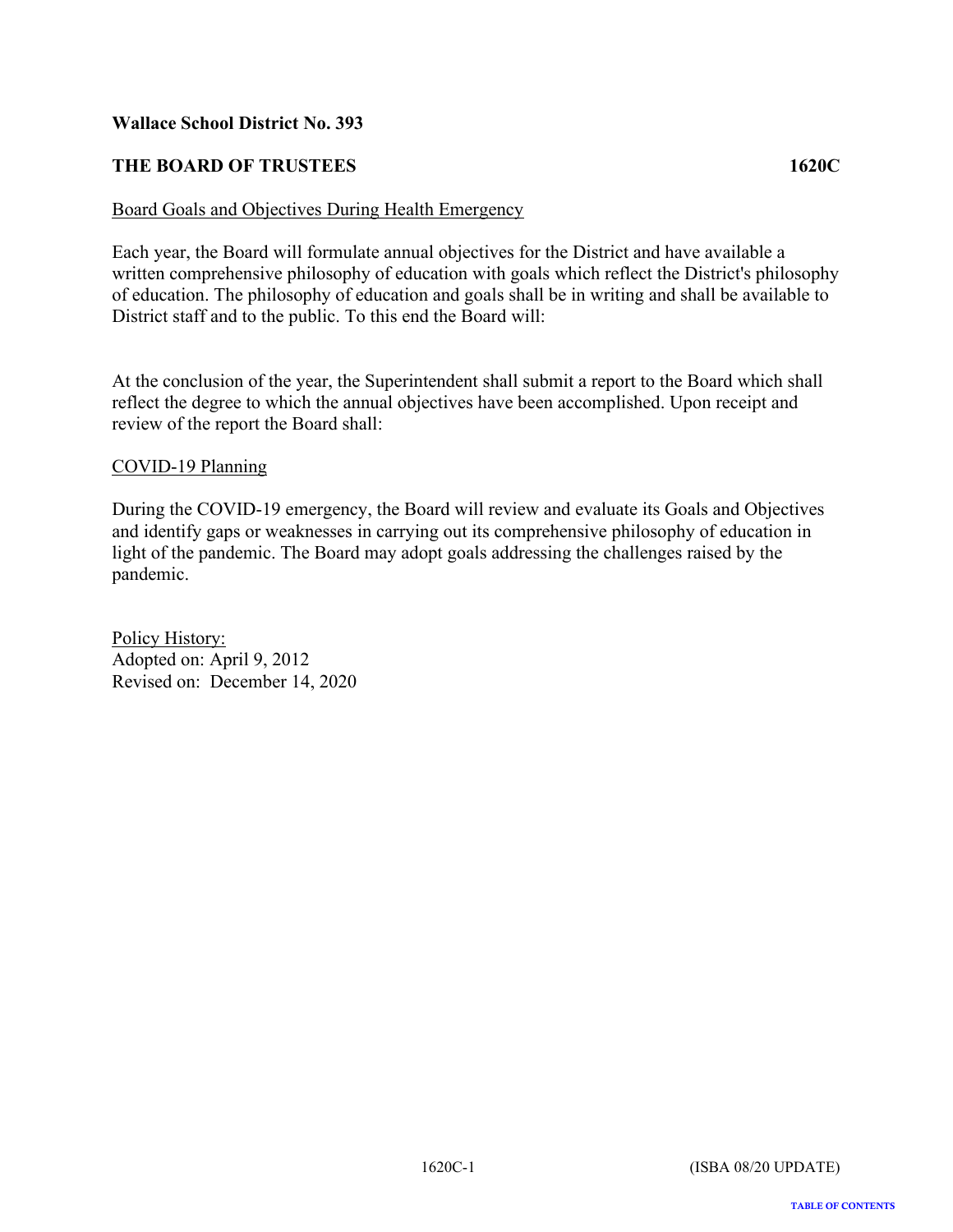**Wallace School District No. 393**

**THE BOARD OF TRUSTEES** **1620C**

<u>Board Goals and Objectives During Health Emergency</u>

Each year, the Board will formulate annual objectives for the District and have available a written comprehensive philosophy of education with goals which reflect the District's philosophy of education. The philosophy of education and goals shall be in writing and shall be available to District staff and to the public. To this end the Board will:

At the conclusion of the year, the Superintendent shall submit a report to the Board which shall reflect the degree to which the annual objectives have been accomplished. Upon receipt and review of the report the Board shall:

<u>COVID-19 Planning</u>

During the COVID-19 emergency, the Board will review and evaluate its Goals and Objectives and identify gaps or weaknesses in carrying out its comprehensive philosophy of education in light of the pandemic. The Board may adopt goals addressing the challenges raised by the pandemic.

<u>Policy History:</u>
Adopted on: April 9, 2012
Revised on: December 14, 2020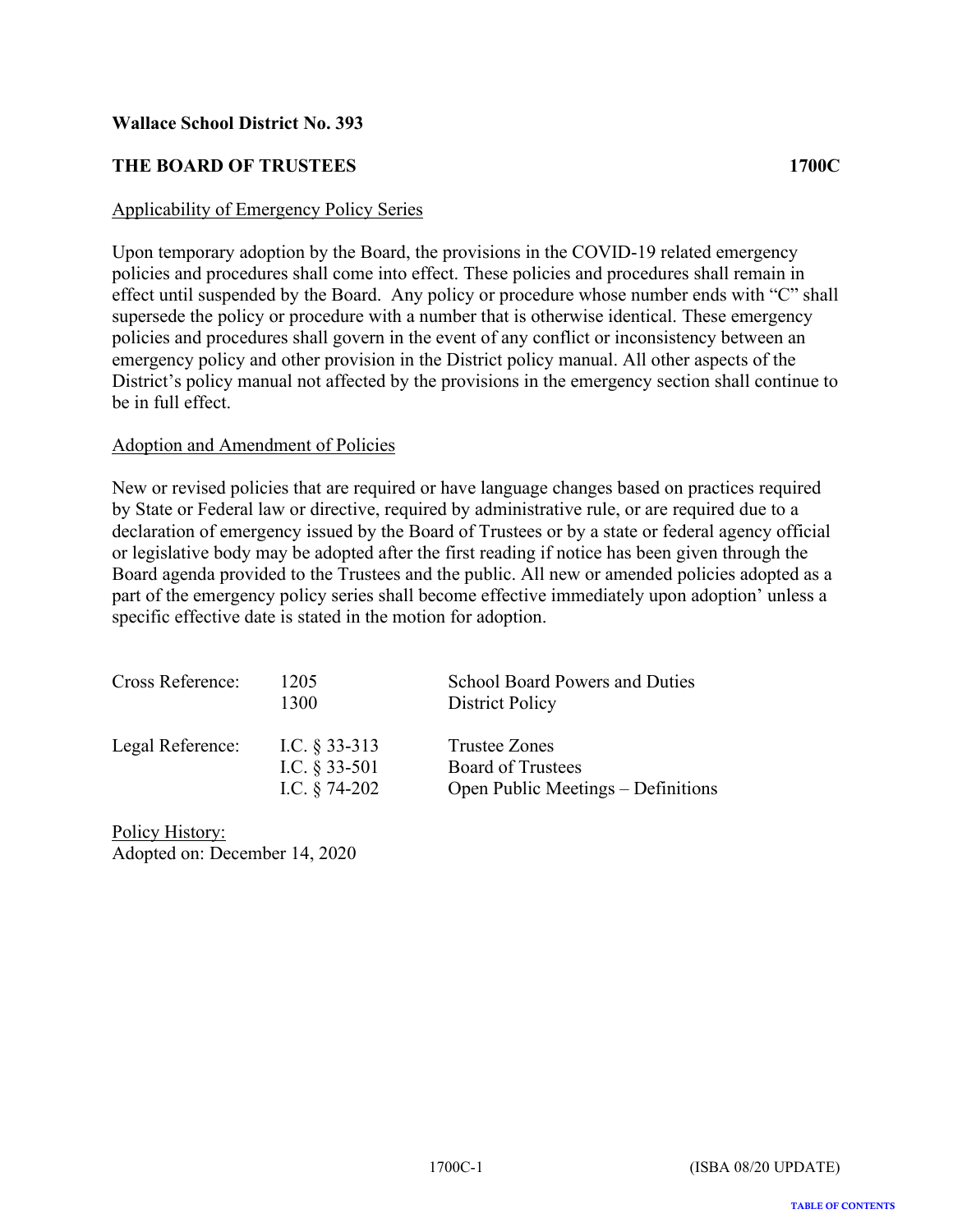**Wallace School District No. 393**

**THE BOARD OF TRUSTEES** **1700C**

Applicability of Emergency Policy Series

Upon temporary adoption by the Board, the provisions in the COVID-19 related emergency policies and procedures shall come into effect. These policies and procedures shall remain in effect until suspended by the Board. Any policy or procedure whose number ends with "C" shall supersede the policy or procedure with a number that is otherwise identical. These emergency policies and procedures shall govern in the event of any conflict or inconsistency between an emergency policy and other provision in the District policy manual. All other aspects of the District's policy manual not affected by the provisions in the emergency section shall continue to be in full effect.

Adoption and Amendment of Policies

New or revised policies that are required or have language changes based on practices required by State or Federal law or directive, required by administrative rule, or are required due to a declaration of emergency issued by the Board of Trustees or by a state or federal agency official or legislative body may be adopted after the first reading if notice has been given through the Board agenda provided to the Trustees and the public. All new or amended policies adopted as a part of the emergency policy series shall become effective immediately upon adoption' unless a specific effective date is stated in the motion for adoption.

| | | |
|---|---|---|
| Cross Reference: | 1205 | School Board Powers and Duties |
| | 1300 | District Policy |
| Legal Reference: | I.C. § 33-313 | Trustee Zones |
| | I.C. § 33-501 | Board of Trustees |
| | I.C. § 74-202 | Open Public Meetings – Definitions |

Policy History:
Adopted on: December 14, 2020

1700C-1 (ISBA 08/20 UPDATE)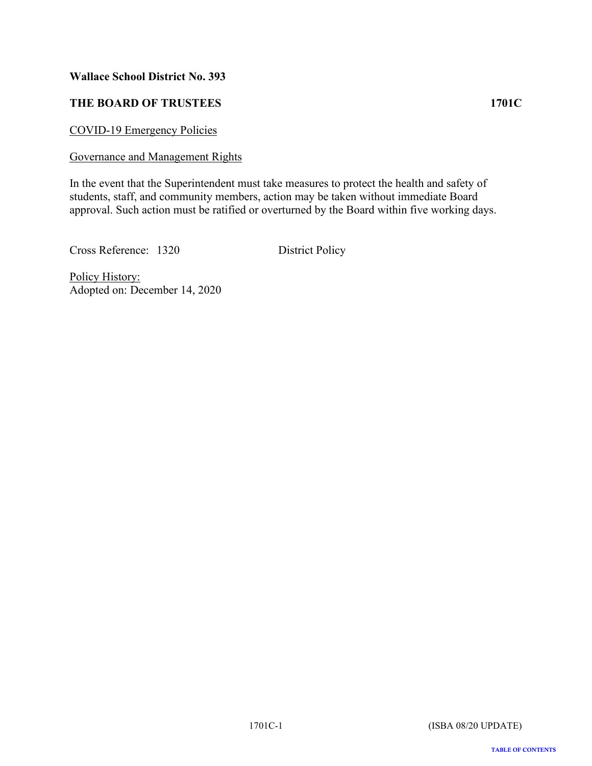**Wallace School District No. 393**

**THE BOARD OF TRUSTEES** **1701C**

COVID-19 Emergency Policies

Governance and Management Rights

In the event that the Superintendent must take measures to protect the health and safety of students, staff, and community members, action may be taken without immediate Board approval. Such action must be ratified or overturned by the Board within five working days.

Cross Reference: 1320 District Policy

Policy History:
Adopted on: December 14, 2020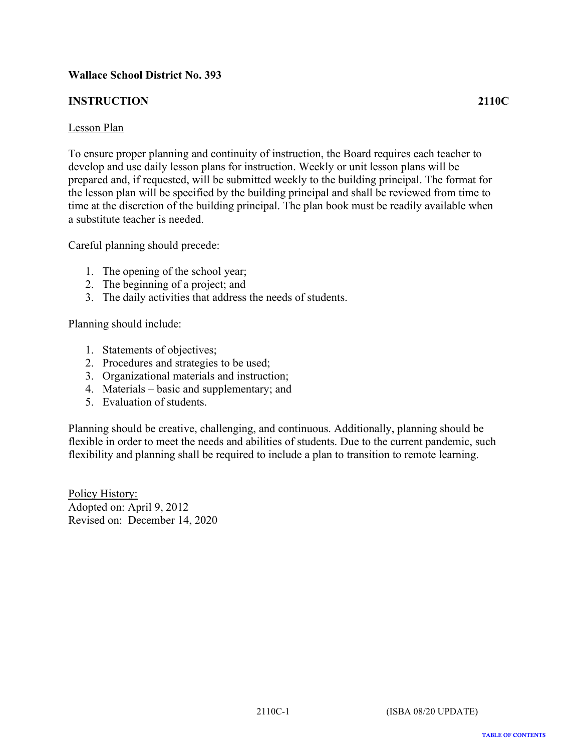**Wallace School District No. 393**

**INSTRUCTION 2110C**

Lesson Plan

To ensure proper planning and continuity of instruction, the Board requires each teacher to develop and use daily lesson plans for instruction. Weekly or unit lesson plans will be prepared and, if requested, will be submitted weekly to the building principal. The format for the lesson plan will be specified by the building principal and shall be reviewed from time to time at the discretion of the building principal. The plan book must be readily available when a substitute teacher is needed.

Careful planning should precede:

1. The opening of the school year;
2. The beginning of a project; and
3. The daily activities that address the needs of students.

Planning should include:

1. Statements of objectives;
2. Procedures and strategies to be used;
3. Organizational materials and instruction;
4. Materials – basic and supplementary; and
5. Evaluation of students.

Planning should be creative, challenging, and continuous. Additionally, planning should be flexible in order to meet the needs and abilities of students. Due to the current pandemic, such flexibility and planning shall be required to include a plan to transition to remote learning.

Policy History:
Adopted on: April 9, 2012
Revised on: December 14, 2020

2110C-1 (ISBA 08/20 UPDATE)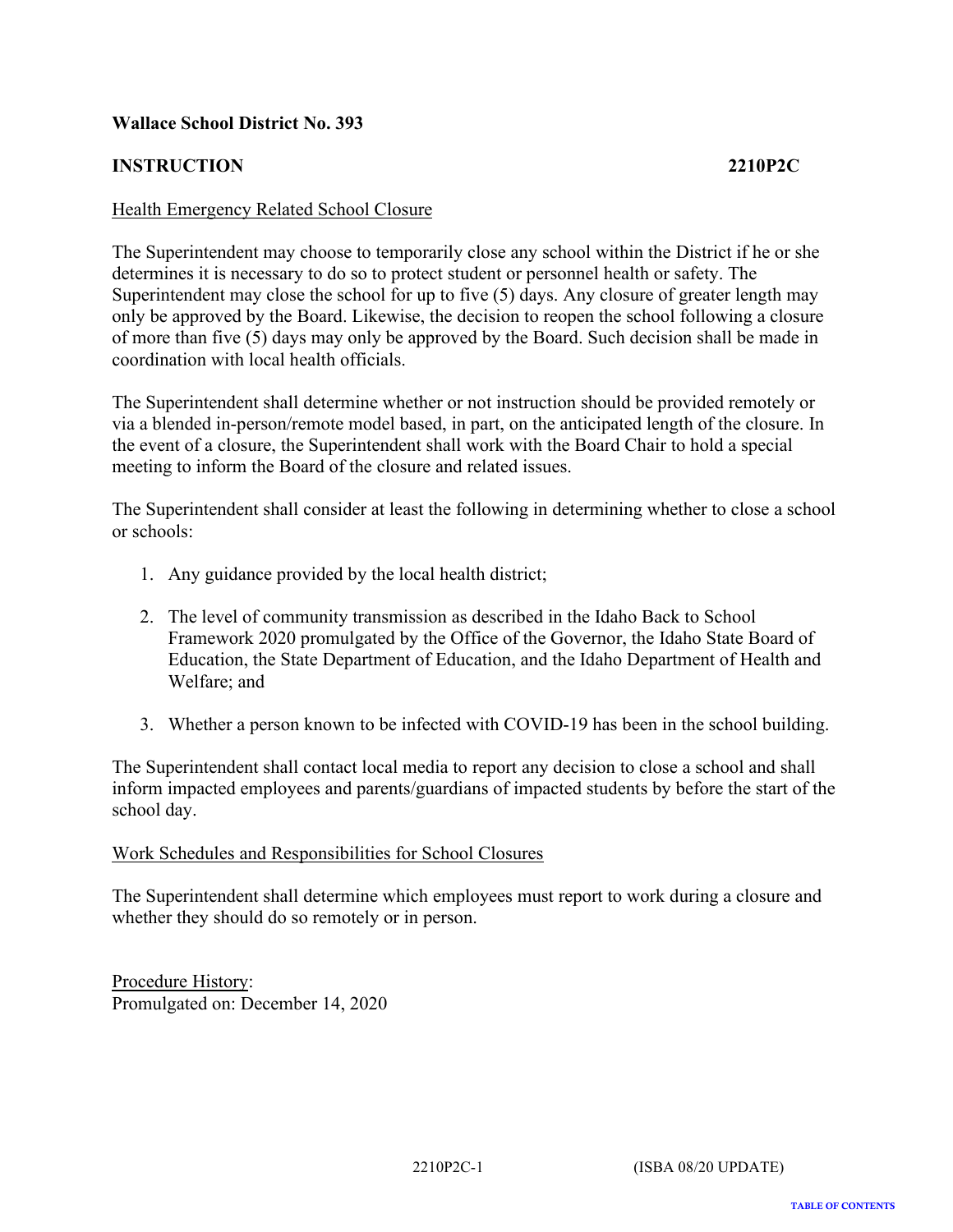**Wallace School District No. 393**

**INSTRUCTION 2210P2C**

Health Emergency Related School Closure

The Superintendent may choose to temporarily close any school within the District if he or she determines it is necessary to do so to protect student or personnel health or safety. The Superintendent may close the school for up to five (5) days. Any closure of greater length may only be approved by the Board. Likewise, the decision to reopen the school following a closure of more than five (5) days may only be approved by the Board. Such decision shall be made in coordination with local health officials.

The Superintendent shall determine whether or not instruction should be provided remotely or via a blended in-person/remote model based, in part, on the anticipated length of the closure. In the event of a closure, the Superintendent shall work with the Board Chair to hold a special meeting to inform the Board of the closure and related issues.

The Superintendent shall consider at least the following in determining whether to close a school or schools:

1. Any guidance provided by the local health district;
2. The level of community transmission as described in the Idaho Back to School Framework 2020 promulgated by the Office of the Governor, the Idaho State Board of Education, the State Department of Education, and the Idaho Department of Health and Welfare; and
3. Whether a person known to be infected with COVID-19 has been in the school building.

The Superintendent shall contact local media to report any decision to close a school and shall inform impacted employees and parents/guardians of impacted students by before the start of the school day.

Work Schedules and Responsibilities for School Closures

The Superintendent shall determine which employees must report to work during a closure and whether they should do so remotely or in person.

Procedure History:
Promulgated on: December 14, 2020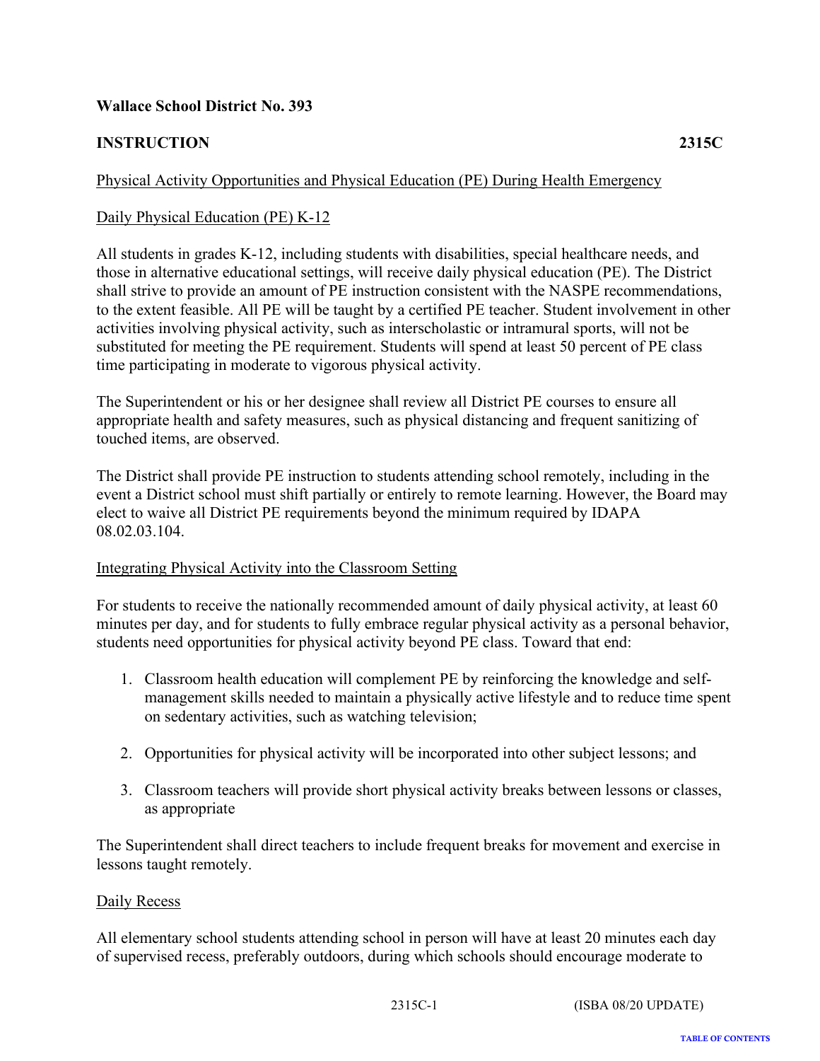**Wallace School District No. 393**

**INSTRUCTION** **2315C**

Physical Activity Opportunities and Physical Education (PE) During Health Emergency

Daily Physical Education (PE) K-12

All students in grades K-12, including students with disabilities, special healthcare needs, and those in alternative educational settings, will receive daily physical education (PE). The District shall strive to provide an amount of PE instruction consistent with the NASPE recommendations, to the extent feasible. All PE will be taught by a certified PE teacher. Student involvement in other activities involving physical activity, such as interscholastic or intramural sports, will not be substituted for meeting the PE requirement. Students will spend at least 50 percent of PE class time participating in moderate to vigorous physical activity.

The Superintendent or his or her designee shall review all District PE courses to ensure all appropriate health and safety measures, such as physical distancing and frequent sanitizing of touched items, are observed.

The District shall provide PE instruction to students attending school remotely, including in the event a District school must shift partially or entirely to remote learning. However, the Board may elect to waive all District PE requirements beyond the minimum required by IDAPA 08.02.03.104.

Integrating Physical Activity into the Classroom Setting

For students to receive the nationally recommended amount of daily physical activity, at least 60 minutes per day, and for students to fully embrace regular physical activity as a personal behavior, students need opportunities for physical activity beyond PE class. Toward that end:

1. Classroom health education will complement PE by reinforcing the knowledge and self-management skills needed to maintain a physically active lifestyle and to reduce time spent on sedentary activities, such as watching television;

2. Opportunities for physical activity will be incorporated into other subject lessons; and

3. Classroom teachers will provide short physical activity breaks between lessons or classes, as appropriate

The Superintendent shall direct teachers to include frequent breaks for movement and exercise in lessons taught remotely.

Daily Recess

All elementary school students attending school in person will have at least 20 minutes each day of supervised recess, preferably outdoors, during which schools should encourage moderate to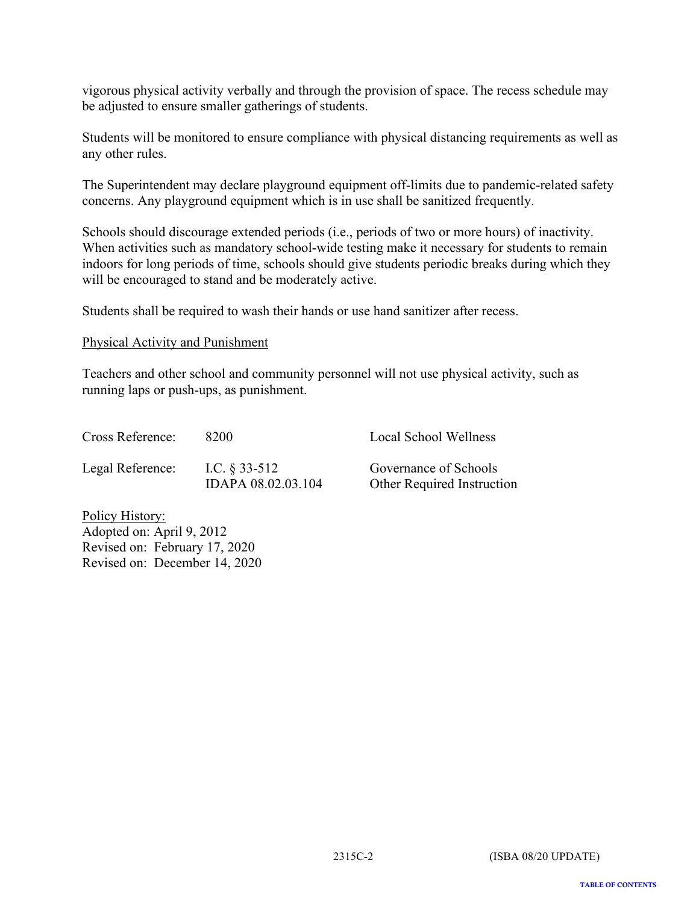vigorous physical activity verbally and through the provision of space. The recess schedule may be adjusted to ensure smaller gatherings of students.

Students will be monitored to ensure compliance with physical distancing requirements as well as any other rules.

The Superintendent may declare playground equipment off-limits due to pandemic-related safety concerns. Any playground equipment which is in use shall be sanitized frequently.

Schools should discourage extended periods (i.e., periods of two or more hours) of inactivity. When activities such as mandatory school-wide testing make it necessary for students to remain indoors for long periods of time, schools should give students periodic breaks during which they will be encouraged to stand and be moderately active.

Students shall be required to wash their hands or use hand sanitizer after recess.

Physical Activity and Punishment

Teachers and other school and community personnel will not use physical activity, such as running laps or push-ups, as punishment.

| | | |
|---|---|---|
| Cross Reference: | 8200 | Local School Wellness |
| Legal Reference: | I.C. § 33-512 | Governance of Schools |
| | IDAPA 08.02.03.104 | Other Required Instruction |

Policy History:
Adopted on: April 9, 2012
Revised on: February 17, 2020
Revised on: December 14, 2020

2315C-2 (ISBA 08/20 UPDATE)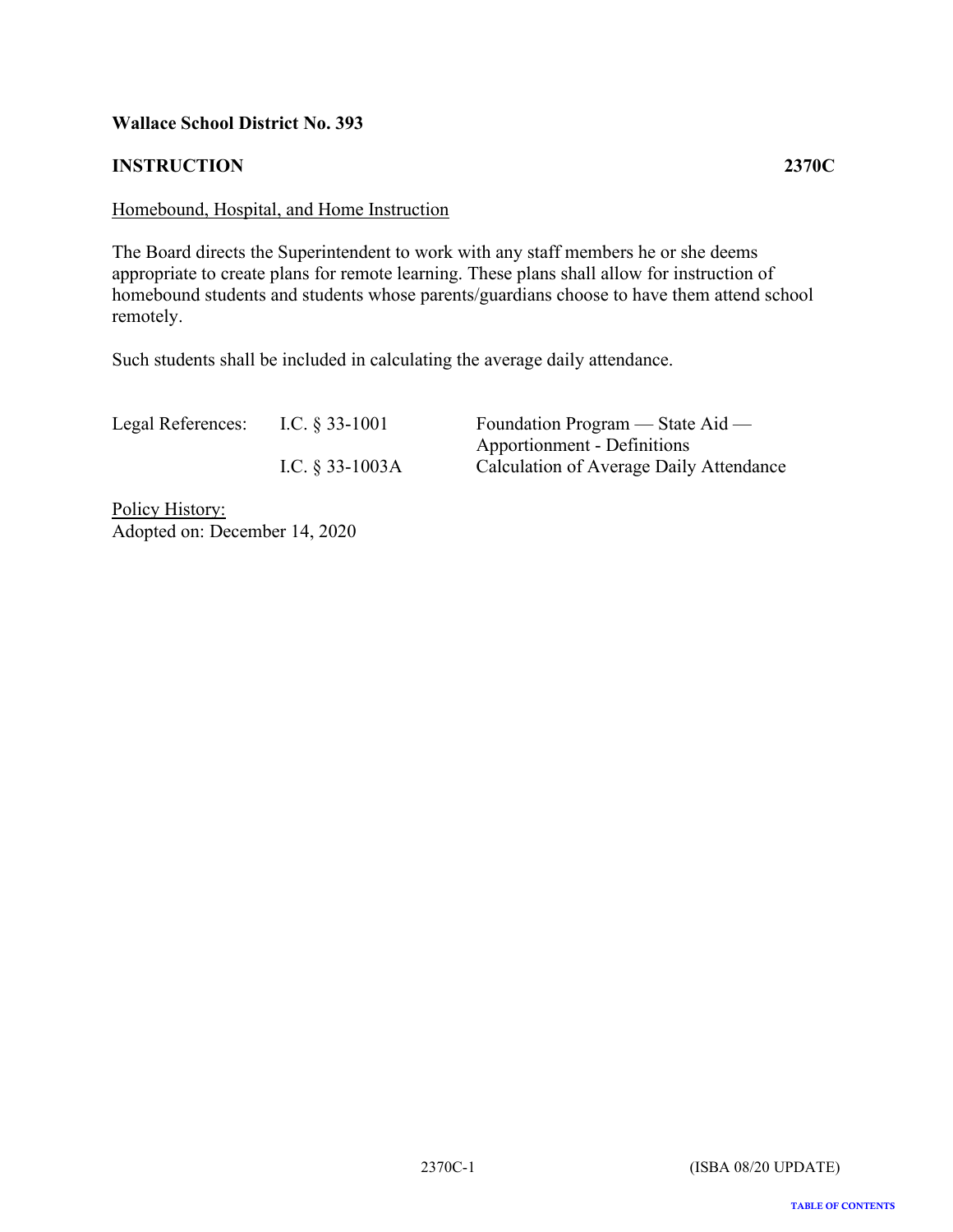**Wallace School District No. 393**

**INSTRUCTION** **2370C**

Homebound, Hospital, and Home Instruction

The Board directs the Superintendent to work with any staff members he or she deems appropriate to create plans for remote learning. These plans shall allow for instruction of homebound students and students whose parents/guardians choose to have them attend school remotely.

Such students shall be included in calculating the average daily attendance.

| Legal References: | I.C. § 33-1001 | Foundation Program — State Aid — Apportionment - Definitions |
|---|---|---|
| | I.C. § 33-1003A | Calculation of Average Daily Attendance |

Policy History:
Adopted on: December 14, 2020

(ISBA 08/20 UPDATE)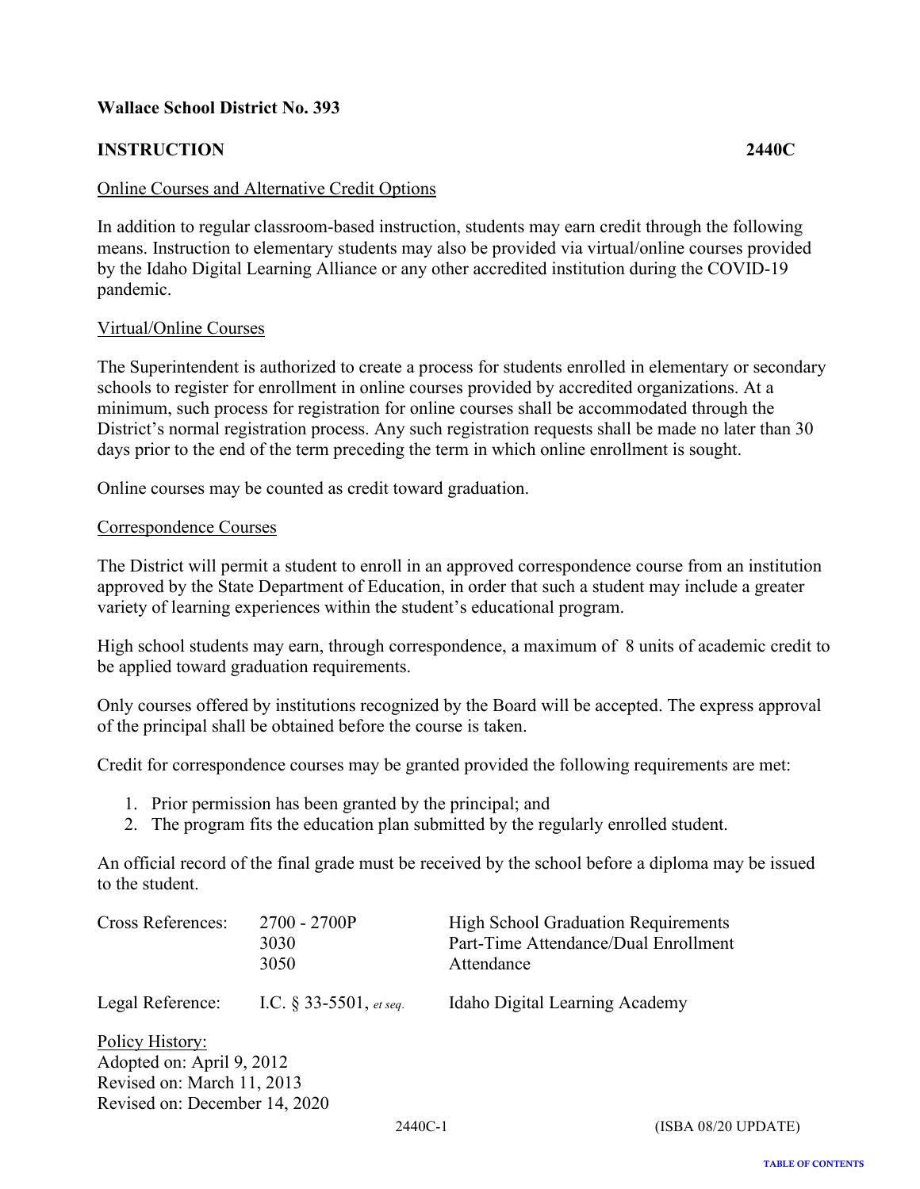**Wallace School District No. 393**

**INSTRUCTION** **2440C**

## Online Courses and Alternative Credit Options

In addition to regular classroom-based instruction, students may earn credit through the following means. Instruction to elementary students may also be provided via virtual/online courses provided by the Idaho Digital Learning Alliance or any other accredited institution during the COVID-19 pandemic.

### Virtual/Online Courses

The Superintendent is authorized to create a process for students enrolled in elementary or secondary schools to register for enrollment in online courses provided by accredited organizations. At a minimum, such process for registration for online courses shall be accommodated through the District's normal registration process. Any such registration requests shall be made no later than 30 days prior to the end of the term preceding the term in which online enrollment is sought.

Online courses may be counted as credit toward graduation.

### Correspondence Courses

The District will permit a student to enroll in an approved correspondence course from an institution approved by the State Department of Education, in order that such a student may include a greater variety of learning experiences within the student's educational program.

High school students may earn, through correspondence, a maximum of 8 units of academic credit to be applied toward graduation requirements.

Only courses offered by institutions recognized by the Board will be accepted. The express approval of the principal shall be obtained before the course is taken.

Credit for correspondence courses may be granted provided the following requirements are met:

1. Prior permission has been granted by the principal; and
2. The program fits the education plan submitted by the regularly enrolled student.

An official record of the final grade must be received by the school before a diploma may be issued to the student.

| | | |
|---|---|---|
| Cross References: | 2700 - 2700P | High School Graduation Requirements |
| | 3030 | Part-Time Attendance/Dual Enrollment |
| | 3050 | Attendance |
| Legal Reference: | I.C. § 33-5501, *et seq.* | Idaho Digital Learning Academy |

Policy History:
Adopted on: April 9, 2012
Revised on: March 11, 2013
Revised on: December 14, 2020

(ISBA 08/20 UPDATE)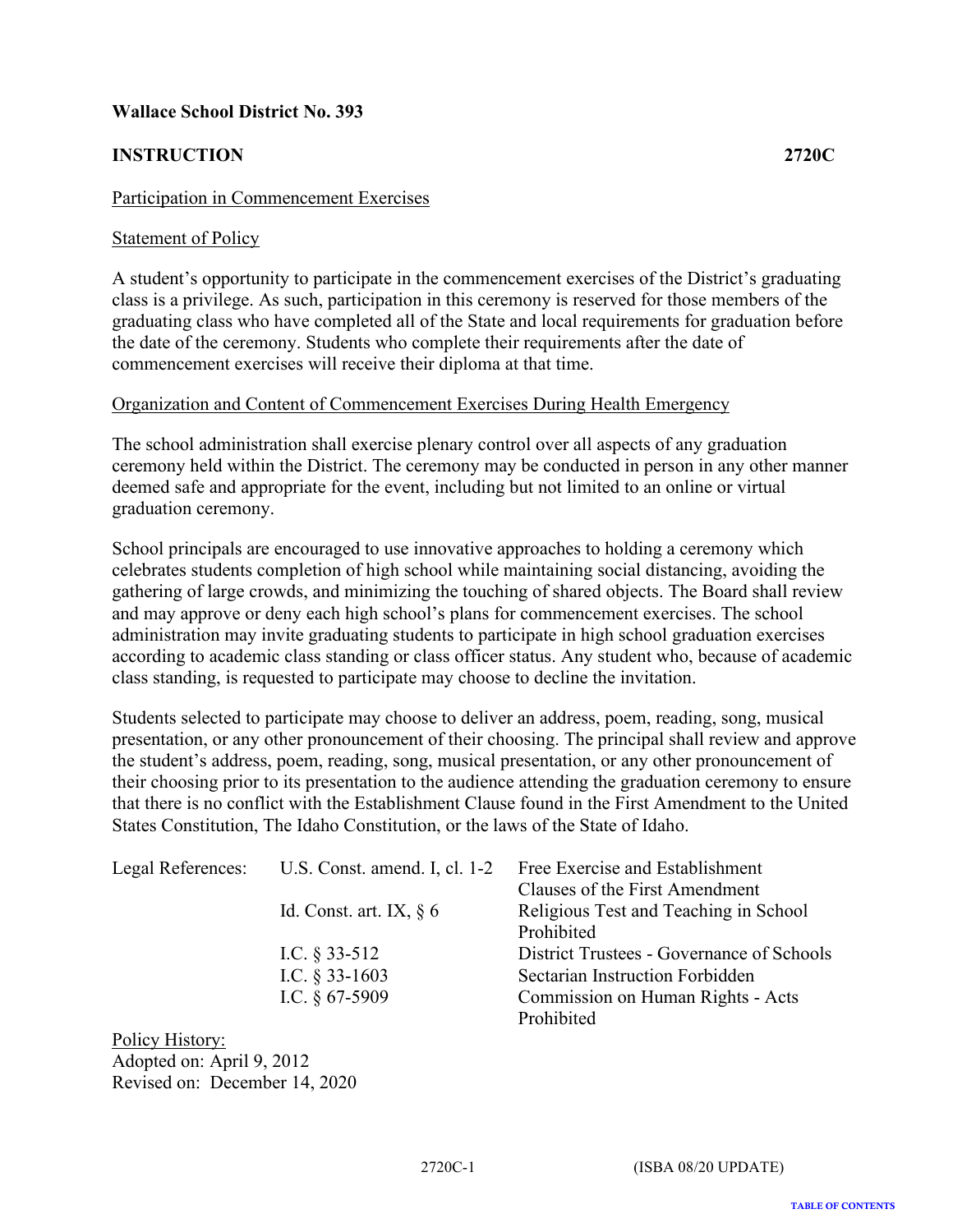**Wallace School District No. 393**

**INSTRUCTION** **2720C**

Participation in Commencement Exercises

Statement of Policy

A student's opportunity to participate in the commencement exercises of the District's graduating class is a privilege. As such, participation in this ceremony is reserved for those members of the graduating class who have completed all of the State and local requirements for graduation before the date of the ceremony. Students who complete their requirements after the date of commencement exercises will receive their diploma at that time.

Organization and Content of Commencement Exercises During Health Emergency

The school administration shall exercise plenary control over all aspects of any graduation ceremony held within the District. The ceremony may be conducted in person in any other manner deemed safe and appropriate for the event, including but not limited to an online or virtual graduation ceremony.

School principals are encouraged to use innovative approaches to holding a ceremony which celebrates students completion of high school while maintaining social distancing, avoiding the gathering of large crowds, and minimizing the touching of shared objects. The Board shall review and may approve or deny each high school's plans for commencement exercises. The school administration may invite graduating students to participate in high school graduation exercises according to academic class standing or class officer status. Any student who, because of academic class standing, is requested to participate may choose to decline the invitation.

Students selected to participate may choose to deliver an address, poem, reading, song, musical presentation, or any other pronouncement of their choosing. The principal shall review and approve the student's address, poem, reading, song, musical presentation, or any other pronouncement of their choosing prior to its presentation to the audience attending the graduation ceremony to ensure that there is no conflict with the Establishment Clause found in the First Amendment to the United States Constitution, The Idaho Constitution, or the laws of the State of Idaho.

| Legal References: | | |
|---|---|---|
| | U.S. Const. amend. I, cl. 1-2 | Free Exercise and Establishment Clauses of the First Amendment |
| | Id. Const. art. IX, § 6 | Religious Test and Teaching in School Prohibited |
| | I.C. § 33-512 | District Trustees - Governance of Schools |
| | I.C. § 33-1603 | Sectarian Instruction Forbidden |
| | I.C. § 67-5909 | Commission on Human Rights - Acts Prohibited |

Policy History:
Adopted on: April 9, 2012
Revised on: December 14, 2020

(ISBA 08/20 UPDATE)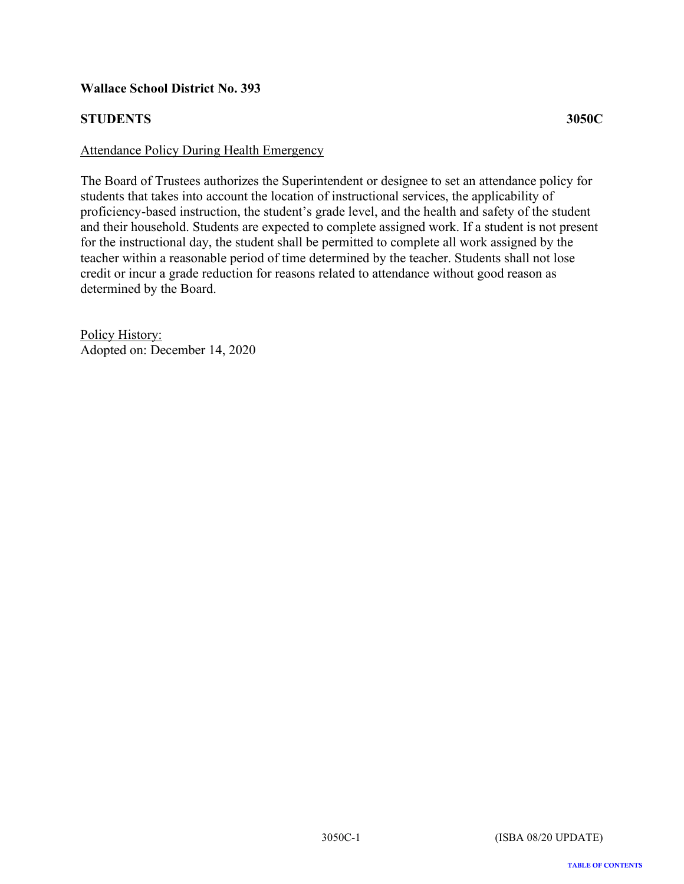**Wallace School District No. 393**

**STUDENTS** **3050C**

Attendance Policy During Health Emergency

The Board of Trustees authorizes the Superintendent or designee to set an attendance policy for students that takes into account the location of instructional services, the applicability of proficiency-based instruction, the student's grade level, and the health and safety of the student and their household. Students are expected to complete assigned work. If a student is not present for the instructional day, the student shall be permitted to complete all work assigned by the teacher within a reasonable period of time determined by the teacher. Students shall not lose credit or incur a grade reduction for reasons related to attendance without good reason as determined by the Board.

Policy History:
Adopted on: December 14, 2020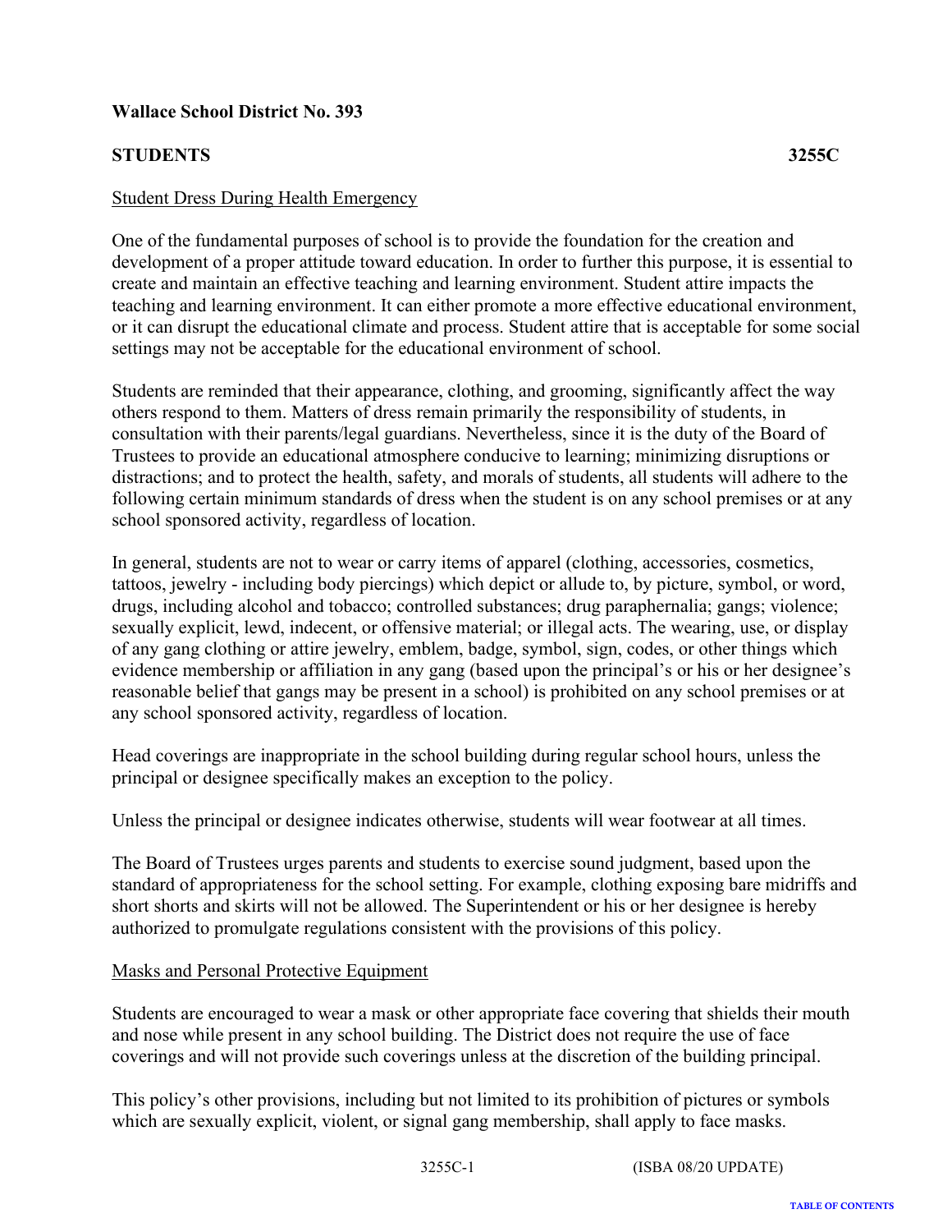**Wallace School District No. 393**

**STUDENTS** **3255C**

Student Dress During Health Emergency

One of the fundamental purposes of school is to provide the foundation for the creation and development of a proper attitude toward education. In order to further this purpose, it is essential to create and maintain an effective teaching and learning environment. Student attire impacts the teaching and learning environment. It can either promote a more effective educational environment, or it can disrupt the educational climate and process. Student attire that is acceptable for some social settings may not be acceptable for the educational environment of school.

Students are reminded that their appearance, clothing, and grooming, significantly affect the way others respond to them. Matters of dress remain primarily the responsibility of students, in consultation with their parents/legal guardians. Nevertheless, since it is the duty of the Board of Trustees to provide an educational atmosphere conducive to learning; minimizing disruptions or distractions; and to protect the health, safety, and morals of students, all students will adhere to the following certain minimum standards of dress when the student is on any school premises or at any school sponsored activity, regardless of location.

In general, students are not to wear or carry items of apparel (clothing, accessories, cosmetics, tattoos, jewelry - including body piercings) which depict or allude to, by picture, symbol, or word, drugs, including alcohol and tobacco; controlled substances; drug paraphernalia; gangs; violence; sexually explicit, lewd, indecent, or offensive material; or illegal acts. The wearing, use, or display of any gang clothing or attire jewelry, emblem, badge, symbol, sign, codes, or other things which evidence membership or affiliation in any gang (based upon the principal's or his or her designee's reasonable belief that gangs may be present in a school) is prohibited on any school premises or at any school sponsored activity, regardless of location.

Head coverings are inappropriate in the school building during regular school hours, unless the principal or designee specifically makes an exception to the policy.

Unless the principal or designee indicates otherwise, students will wear footwear at all times.

The Board of Trustees urges parents and students to exercise sound judgment, based upon the standard of appropriateness for the school setting. For example, clothing exposing bare midriffs and short shorts and skirts will not be allowed. The Superintendent or his or her designee is hereby authorized to promulgate regulations consistent with the provisions of this policy.

Masks and Personal Protective Equipment

Students are encouraged to wear a mask or other appropriate face covering that shields their mouth and nose while present in any school building. The District does not require the use of face coverings and will not provide such coverings unless at the discretion of the building principal.

This policy's other provisions, including but not limited to its prohibition of pictures or symbols which are sexually explicit, violent, or signal gang membership, shall apply to face masks.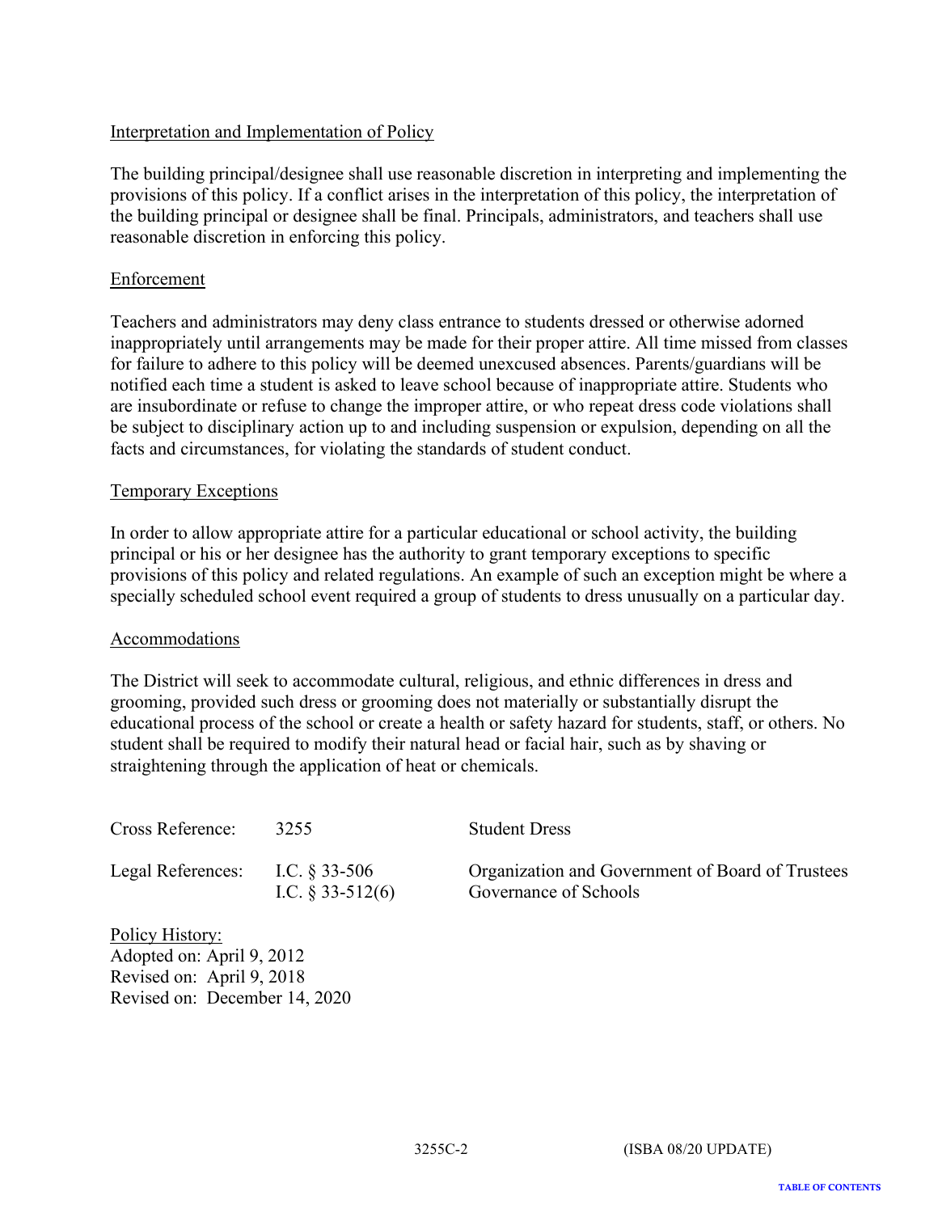Interpretation and Implementation of Policy

The building principal/designee shall use reasonable discretion in interpreting and implementing the provisions of this policy. If a conflict arises in the interpretation of this policy, the interpretation of the building principal or designee shall be final. Principals, administrators, and teachers shall use reasonable discretion in enforcing this policy.

Enforcement

Teachers and administrators may deny class entrance to students dressed or otherwise adorned inappropriately until arrangements may be made for their proper attire. All time missed from classes for failure to adhere to this policy will be deemed unexcused absences. Parents/guardians will be notified each time a student is asked to leave school because of inappropriate attire. Students who are insubordinate or refuse to change the improper attire, or who repeat dress code violations shall be subject to disciplinary action up to and including suspension or expulsion, depending on all the facts and circumstances, for violating the standards of student conduct.

Temporary Exceptions

In order to allow appropriate attire for a particular educational or school activity, the building principal or his or her designee has the authority to grant temporary exceptions to specific provisions of this policy and related regulations. An example of such an exception might be where a specially scheduled school event required a group of students to dress unusually on a particular day.

Accommodations

The District will seek to accommodate cultural, religious, and ethnic differences in dress and grooming, provided such dress or grooming does not materially or substantially disrupt the educational process of the school or create a health or safety hazard for students, staff, or others. No student shall be required to modify their natural head or facial hair, such as by shaving or straightening through the application of heat or chemicals.

| | | |
|---|---|---|
| Cross Reference: | 3255 | Student Dress |
| Legal References: | I.C. § 33-506 | Organization and Government of Board of Trustees |
| | I.C. § 33-512(6) | Governance of Schools |

Policy History:
Adopted on: April 9, 2012
Revised on: April 9, 2018
Revised on: December 14, 2020

3255C-2 (ISBA 08/20 UPDATE)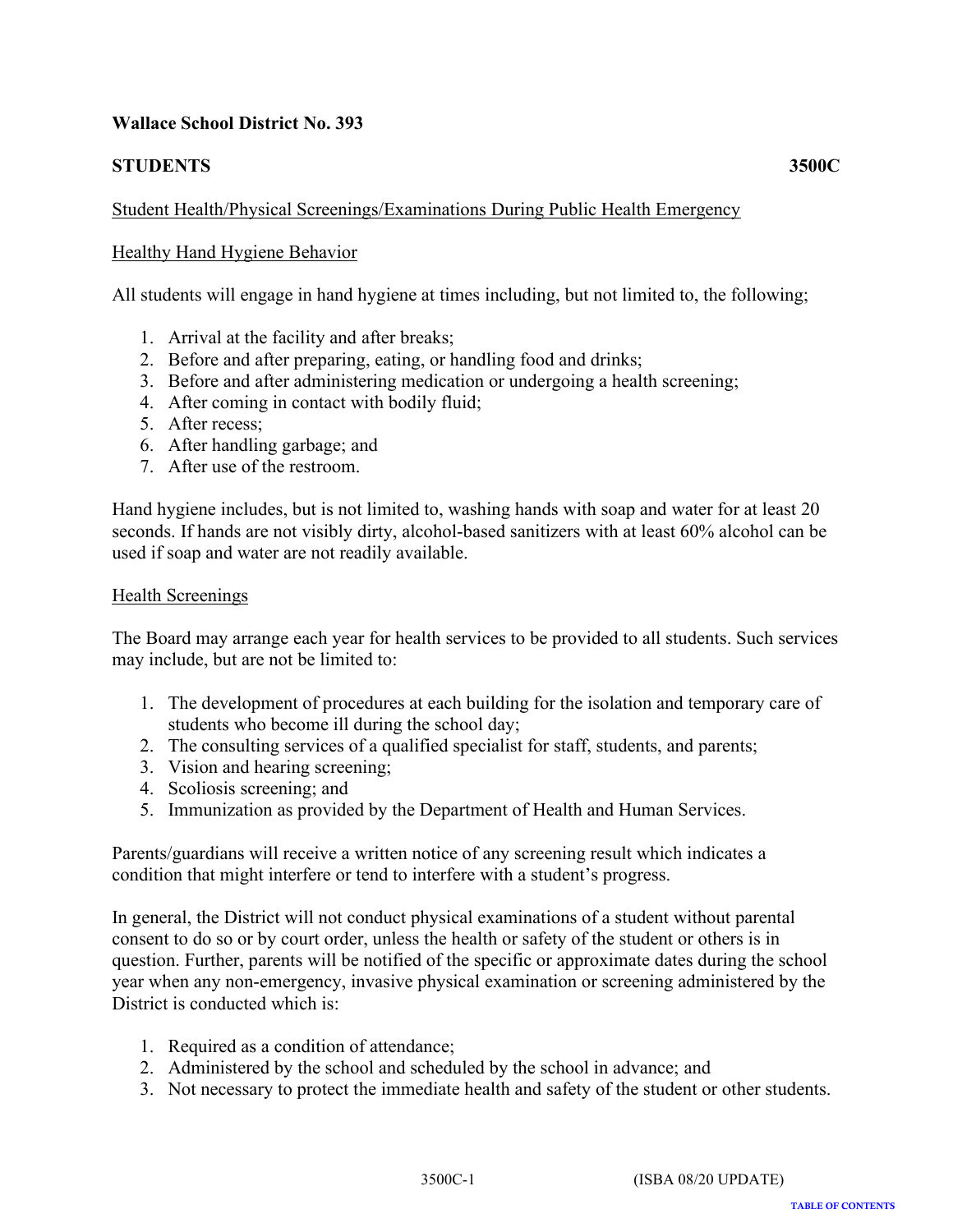**Wallace School District No. 393**

**STUDENTS** **3500C**

Student Health/Physical Screenings/Examinations During Public Health Emergency

Healthy Hand Hygiene Behavior

All students will engage in hand hygiene at times including, but not limited to, the following;

1. Arrival at the facility and after breaks;
2. Before and after preparing, eating, or handling food and drinks;
3. Before and after administering medication or undergoing a health screening;
4. After coming in contact with bodily fluid;
5. After recess;
6. After handling garbage; and
7. After use of the restroom.

Hand hygiene includes, but is not limited to, washing hands with soap and water for at least 20 seconds. If hands are not visibly dirty, alcohol-based sanitizers with at least 60% alcohol can be used if soap and water are not readily available.

Health Screenings

The Board may arrange each year for health services to be provided to all students. Such services may include, but are not be limited to:

1. The development of procedures at each building for the isolation and temporary care of students who become ill during the school day;
2. The consulting services of a qualified specialist for staff, students, and parents;
3. Vision and hearing screening;
4. Scoliosis screening; and
5. Immunization as provided by the Department of Health and Human Services.

Parents/guardians will receive a written notice of any screening result which indicates a condition that might interfere or tend to interfere with a student's progress.

In general, the District will not conduct physical examinations of a student without parental consent to do so or by court order, unless the health or safety of the student or others is in question. Further, parents will be notified of the specific or approximate dates during the school year when any non-emergency, invasive physical examination or screening administered by the District is conducted which is:

1. Required as a condition of attendance;
2. Administered by the school and scheduled by the school in advance; and
3. Not necessary to protect the immediate health and safety of the student or other students.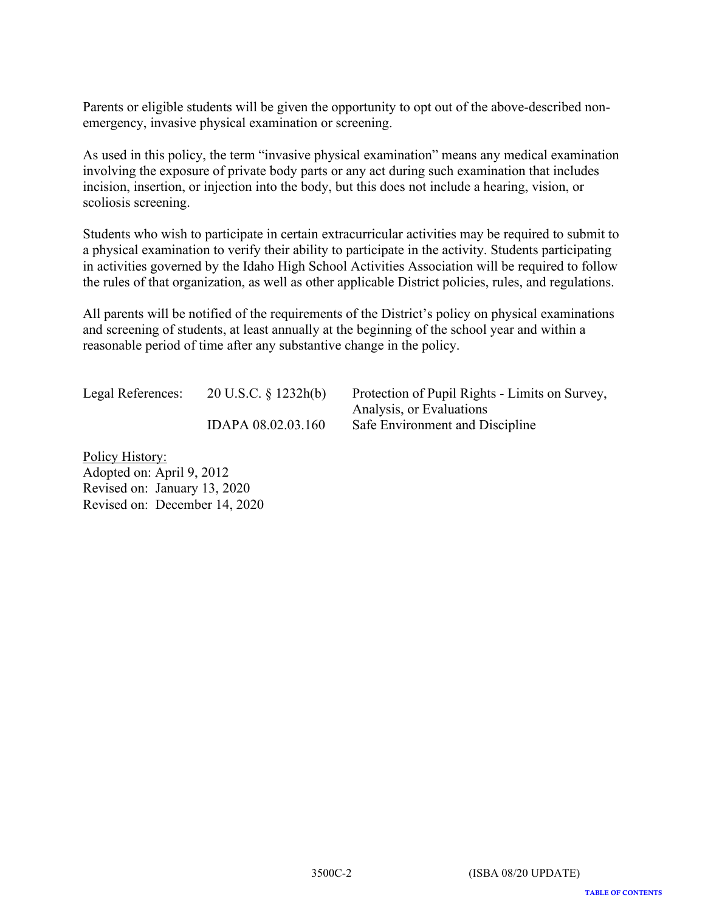Parents or eligible students will be given the opportunity to opt out of the above-described non-emergency, invasive physical examination or screening.

As used in this policy, the term "invasive physical examination" means any medical examination involving the exposure of private body parts or any act during such examination that includes incision, insertion, or injection into the body, but this does not include a hearing, vision, or scoliosis screening.

Students who wish to participate in certain extracurricular activities may be required to submit to a physical examination to verify their ability to participate in the activity. Students participating in activities governed by the Idaho High School Activities Association will be required to follow the rules of that organization, as well as other applicable District policies, rules, and regulations.

All parents will be notified of the requirements of the District's policy on physical examinations and screening of students, at least annually at the beginning of the school year and within a reasonable period of time after any substantive change in the policy.

| Legal References: | 20 U.S.C. § 1232h(b) | Protection of Pupil Rights - Limits on Survey, Analysis, or Evaluations |
|---|---|---|
| | IDAPA 08.02.03.160 | Safe Environment and Discipline |

Policy History:
Adopted on: April 9, 2012
Revised on: January 13, 2020
Revised on: December 14, 2020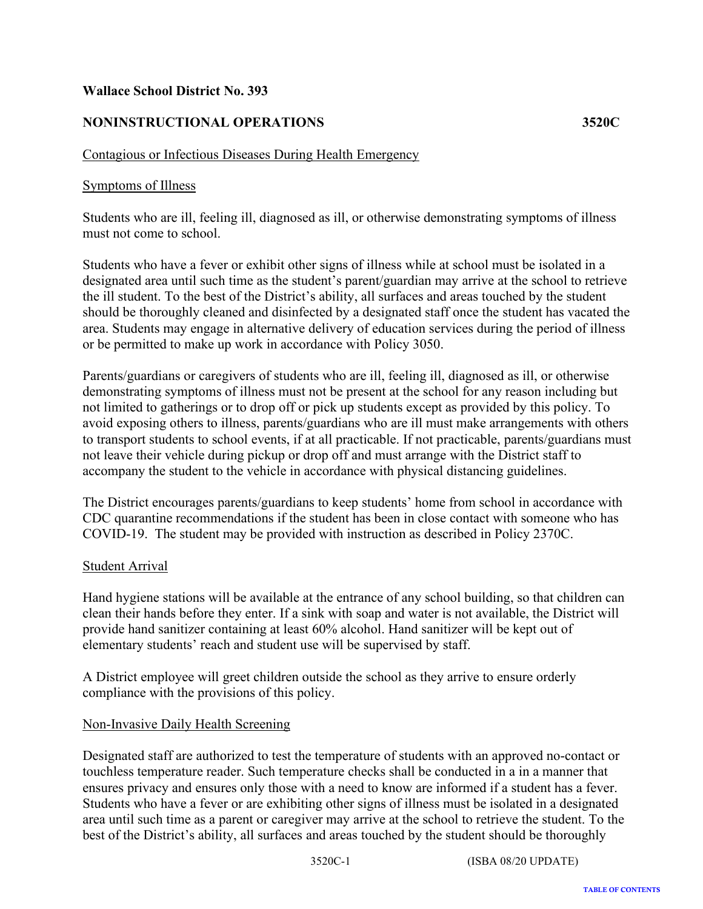**Wallace School District No. 393**

**NONINSTRUCTIONAL OPERATIONS** **3520C**

Contagious or Infectious Diseases During Health Emergency

Symptoms of Illness

Students who are ill, feeling ill, diagnosed as ill, or otherwise demonstrating symptoms of illness must not come to school.

Students who have a fever or exhibit other signs of illness while at school must be isolated in a designated area until such time as the student's parent/guardian may arrive at the school to retrieve the ill student. To the best of the District's ability, all surfaces and areas touched by the student should be thoroughly cleaned and disinfected by a designated staff once the student has vacated the area. Students may engage in alternative delivery of education services during the period of illness or be permitted to make up work in accordance with Policy 3050.

Parents/guardians or caregivers of students who are ill, feeling ill, diagnosed as ill, or otherwise demonstrating symptoms of illness must not be present at the school for any reason including but not limited to gatherings or to drop off or pick up students except as provided by this policy. To avoid exposing others to illness, parents/guardians who are ill must make arrangements with others to transport students to school events, if at all practicable. If not practicable, parents/guardians must not leave their vehicle during pickup or drop off and must arrange with the District staff to accompany the student to the vehicle in accordance with physical distancing guidelines.

The District encourages parents/guardians to keep students' home from school in accordance with CDC quarantine recommendations if the student has been in close contact with someone who has COVID-19. The student may be provided with instruction as described in Policy 2370C.

Student Arrival

Hand hygiene stations will be available at the entrance of any school building, so that children can clean their hands before they enter. If a sink with soap and water is not available, the District will provide hand sanitizer containing at least 60% alcohol. Hand sanitizer will be kept out of elementary students' reach and student use will be supervised by staff.

A District employee will greet children outside the school as they arrive to ensure orderly compliance with the provisions of this policy.

Non-Invasive Daily Health Screening

Designated staff are authorized to test the temperature of students with an approved no-contact or touchless temperature reader. Such temperature checks shall be conducted in a in a manner that ensures privacy and ensures only those with a need to know are informed if a student has a fever. Students who have a fever or are exhibiting other signs of illness must be isolated in a designated area until such time as a parent or caregiver may arrive at the school to retrieve the student. To the best of the District's ability, all surfaces and areas touched by the student should be thoroughly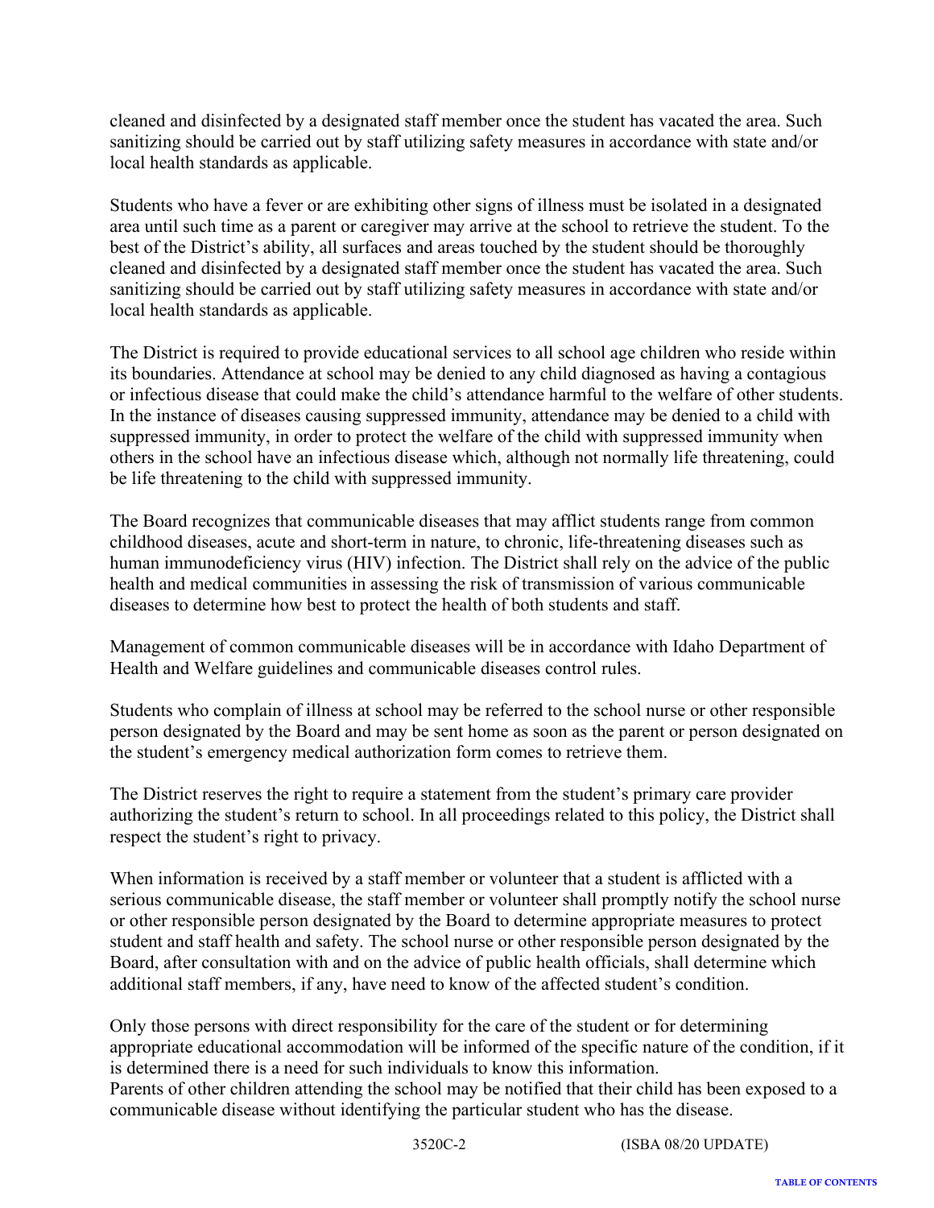cleaned and disinfected by a designated staff member once the student has vacated the area. Such sanitizing should be carried out by staff utilizing safety measures in accordance with state and/or local health standards as applicable.

Students who have a fever or are exhibiting other signs of illness must be isolated in a designated area until such time as a parent or caregiver may arrive at the school to retrieve the student. To the best of the District's ability, all surfaces and areas touched by the student should be thoroughly cleaned and disinfected by a designated staff member once the student has vacated the area. Such sanitizing should be carried out by staff utilizing safety measures in accordance with state and/or local health standards as applicable.

The District is required to provide educational services to all school age children who reside within its boundaries. Attendance at school may be denied to any child diagnosed as having a contagious or infectious disease that could make the child's attendance harmful to the welfare of other students. In the instance of diseases causing suppressed immunity, attendance may be denied to a child with suppressed immunity, in order to protect the welfare of the child with suppressed immunity when others in the school have an infectious disease which, although not normally life threatening, could be life threatening to the child with suppressed immunity.

The Board recognizes that communicable diseases that may afflict students range from common childhood diseases, acute and short-term in nature, to chronic, life-threatening diseases such as human immunodeficiency virus (HIV) infection. The District shall rely on the advice of the public health and medical communities in assessing the risk of transmission of various communicable diseases to determine how best to protect the health of both students and staff.

Management of common communicable diseases will be in accordance with Idaho Department of Health and Welfare guidelines and communicable diseases control rules.

Students who complain of illness at school may be referred to the school nurse or other responsible person designated by the Board and may be sent home as soon as the parent or person designated on the student's emergency medical authorization form comes to retrieve them.

The District reserves the right to require a statement from the student's primary care provider authorizing the student's return to school. In all proceedings related to this policy, the District shall respect the student's right to privacy.

When information is received by a staff member or volunteer that a student is afflicted with a serious communicable disease, the staff member or volunteer shall promptly notify the school nurse or other responsible person designated by the Board to determine appropriate measures to protect student and staff health and safety. The school nurse or other responsible person designated by the Board, after consultation with and on the advice of public health officials, shall determine which additional staff members, if any, have need to know of the affected student's condition.

Only those persons with direct responsibility for the care of the student or for determining appropriate educational accommodation will be informed of the specific nature of the condition, if it is determined there is a need for such individuals to know this information.
Parents of other children attending the school may be notified that their child has been exposed to a communicable disease without identifying the particular student who has the disease.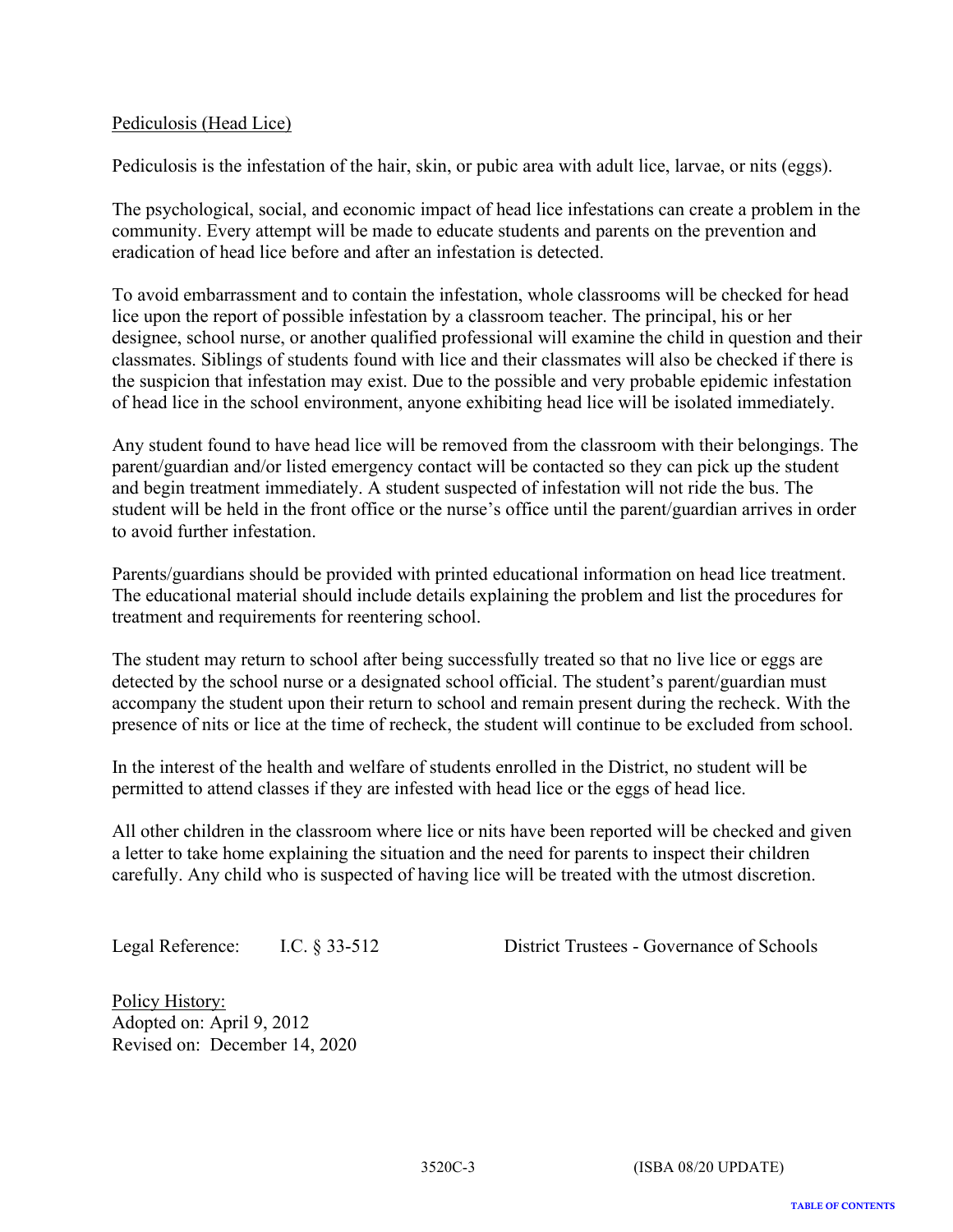Pediculosis (Head Lice)

Pediculosis is the infestation of the hair, skin, or pubic area with adult lice, larvae, or nits (eggs).

The psychological, social, and economic impact of head lice infestations can create a problem in the community. Every attempt will be made to educate students and parents on the prevention and eradication of head lice before and after an infestation is detected.

To avoid embarrassment and to contain the infestation, whole classrooms will be checked for head lice upon the report of possible infestation by a classroom teacher. The principal, his or her designee, school nurse, or another qualified professional will examine the child in question and their classmates. Siblings of students found with lice and their classmates will also be checked if there is the suspicion that infestation may exist. Due to the possible and very probable epidemic infestation of head lice in the school environment, anyone exhibiting head lice will be isolated immediately.

Any student found to have head lice will be removed from the classroom with their belongings. The parent/guardian and/or listed emergency contact will be contacted so they can pick up the student and begin treatment immediately. A student suspected of infestation will not ride the bus. The student will be held in the front office or the nurse's office until the parent/guardian arrives in order to avoid further infestation.

Parents/guardians should be provided with printed educational information on head lice treatment. The educational material should include details explaining the problem and list the procedures for treatment and requirements for reentering school.

The student may return to school after being successfully treated so that no live lice or eggs are detected by the school nurse or a designated school official. The student's parent/guardian must accompany the student upon their return to school and remain present during the recheck. With the presence of nits or lice at the time of recheck, the student will continue to be excluded from school.

In the interest of the health and welfare of students enrolled in the District, no student will be permitted to attend classes if they are infested with head lice or the eggs of head lice.

All other children in the classroom where lice or nits have been reported will be checked and given a letter to take home explaining the situation and the need for parents to inspect their children carefully. Any child who is suspected of having lice will be treated with the utmost discretion.

Legal Reference: I.C. § 33-512 District Trustees - Governance of Schools

Policy History:
Adopted on: April 9, 2012
Revised on: December 14, 2020

3520C-3 (ISBA 08/20 UPDATE)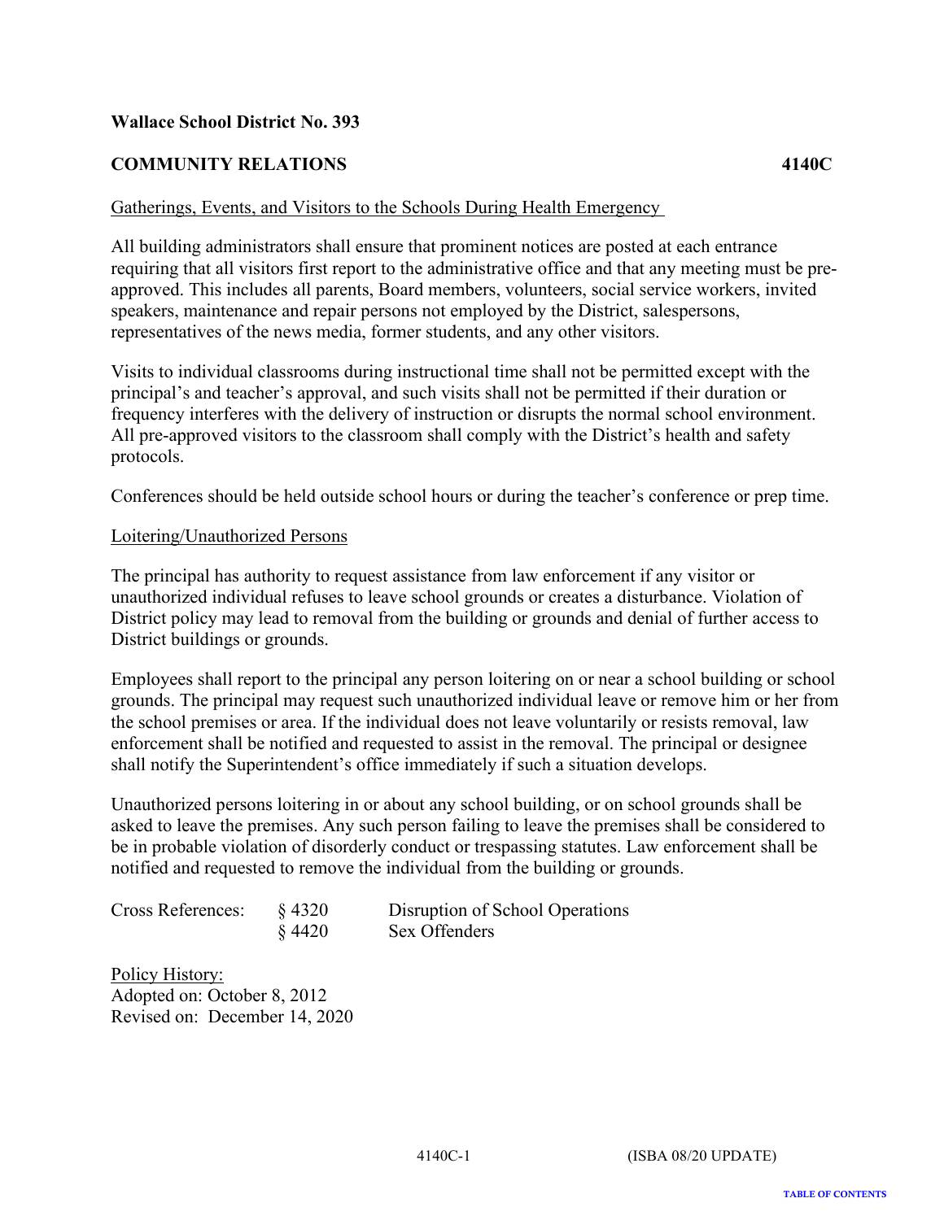**Wallace School District No. 393**

**COMMUNITY RELATIONS 4140C**

Gatherings, Events, and Visitors to the Schools During Health Emergency

All building administrators shall ensure that prominent notices are posted at each entrance requiring that all visitors first report to the administrative office and that any meeting must be pre-approved. This includes all parents, Board members, volunteers, social service workers, invited speakers, maintenance and repair persons not employed by the District, salespersons, representatives of the news media, former students, and any other visitors.

Visits to individual classrooms during instructional time shall not be permitted except with the principal's and teacher's approval, and such visits shall not be permitted if their duration or frequency interferes with the delivery of instruction or disrupts the normal school environment. All pre-approved visitors to the classroom shall comply with the District's health and safety protocols.

Conferences should be held outside school hours or during the teacher's conference or prep time.

Loitering/Unauthorized Persons

The principal has authority to request assistance from law enforcement if any visitor or unauthorized individual refuses to leave school grounds or creates a disturbance. Violation of District policy may lead to removal from the building or grounds and denial of further access to District buildings or grounds.

Employees shall report to the principal any person loitering on or near a school building or school grounds. The principal may request such unauthorized individual leave or remove him or her from the school premises or area. If the individual does not leave voluntarily or resists removal, law enforcement shall be notified and requested to assist in the removal. The principal or designee shall notify the Superintendent's office immediately if such a situation develops.

Unauthorized persons loitering in or about any school building, or on school grounds shall be asked to leave the premises. Any such person failing to leave the premises shall be considered to be in probable violation of disorderly conduct or trespassing statutes. Law enforcement shall be notified and requested to remove the individual from the building or grounds.

| Cross References: | § 4320 | Disruption of School Operations |
|---|---|---|
| | § 4420 | Sex Offenders |

Policy History:
Adopted on: October 8, 2012
Revised on: December 14, 2020

4140C-1 (ISBA 08/20 UPDATE)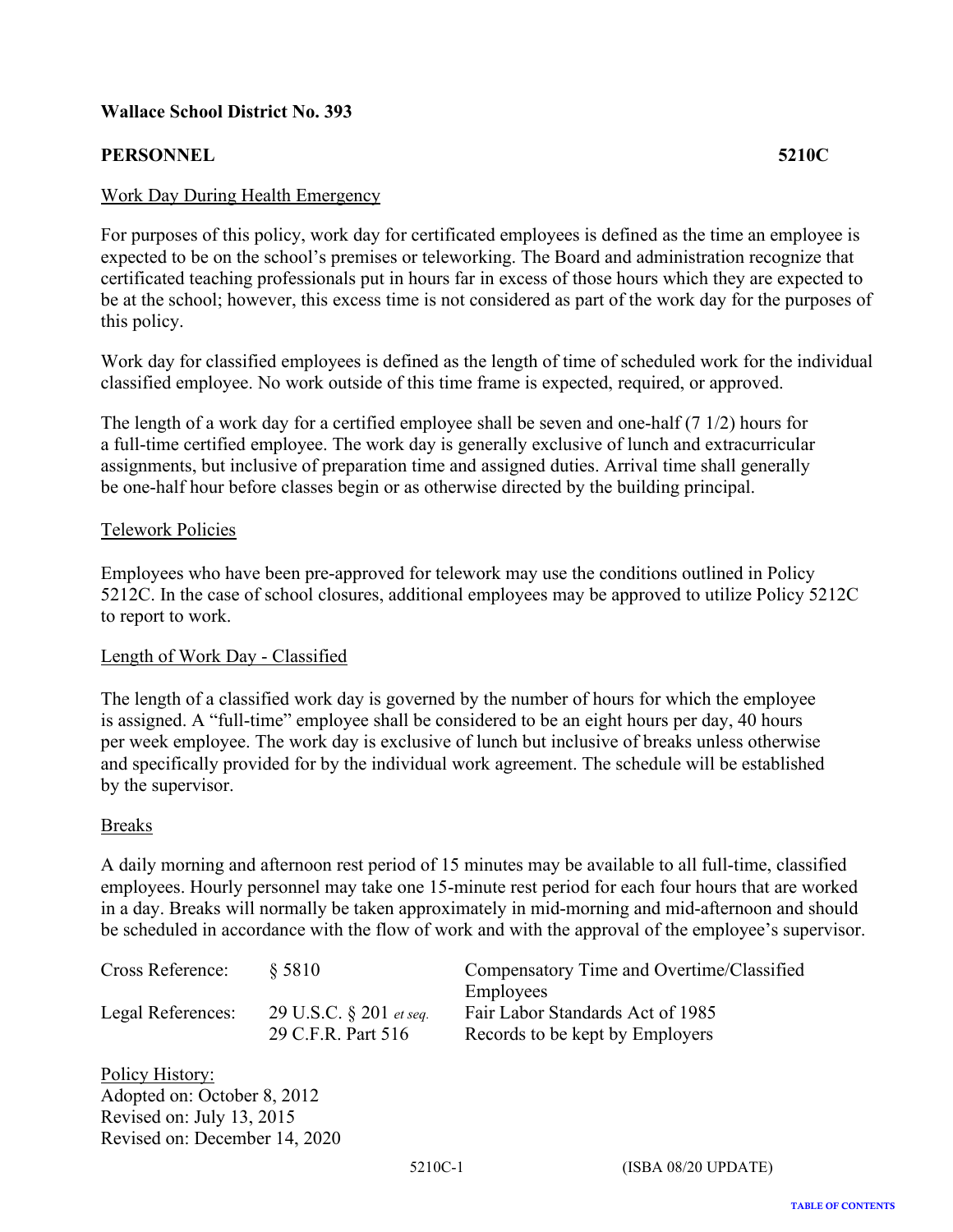**Wallace School District No. 393**

**PERSONNEL** **5210C**

Work Day During Health Emergency

For purposes of this policy, work day for certificated employees is defined as the time an employee is expected to be on the school's premises or teleworking. The Board and administration recognize that certificated teaching professionals put in hours far in excess of those hours which they are expected to be at the school; however, this excess time is not considered as part of the work day for the purposes of this policy.

Work day for classified employees is defined as the length of time of scheduled work for the individual classified employee. No work outside of this time frame is expected, required, or approved.

The length of a work day for a certified employee shall be seven and one-half (7 1/2) hours for a full-time certified employee. The work day is generally exclusive of lunch and extracurricular assignments, but inclusive of preparation time and assigned duties. Arrival time shall generally be one-half hour before classes begin or as otherwise directed by the building principal.

Telework Policies

Employees who have been pre-approved for telework may use the conditions outlined in Policy 5212C. In the case of school closures, additional employees may be approved to utilize Policy 5212C to report to work.

Length of Work Day - Classified

The length of a classified work day is governed by the number of hours for which the employee is assigned. A "full-time" employee shall be considered to be an eight hours per day, 40 hours per week employee. The work day is exclusive of lunch but inclusive of breaks unless otherwise and specifically provided for by the individual work agreement. The schedule will be established by the supervisor.

Breaks

A daily morning and afternoon rest period of 15 minutes may be available to all full-time, classified employees. Hourly personnel may take one 15-minute rest period for each four hours that are worked in a day. Breaks will normally be taken approximately in mid-morning and mid-afternoon and should be scheduled in accordance with the flow of work and with the approval of the employee's supervisor.

| | | |
|---|---|---|
| Cross Reference: | § 5810 | Compensatory Time and Overtime/Classified Employees |
| Legal References: | 29 U.S.C. § 201 *et seq.* | Fair Labor Standards Act of 1985 |
| | 29 C.F.R. Part 516 | Records to be kept by Employers |

Policy History:
Adopted on: October 8, 2012
Revised on: July 13, 2015
Revised on: December 14, 2020

5210C-1 (ISBA 08/20 UPDATE)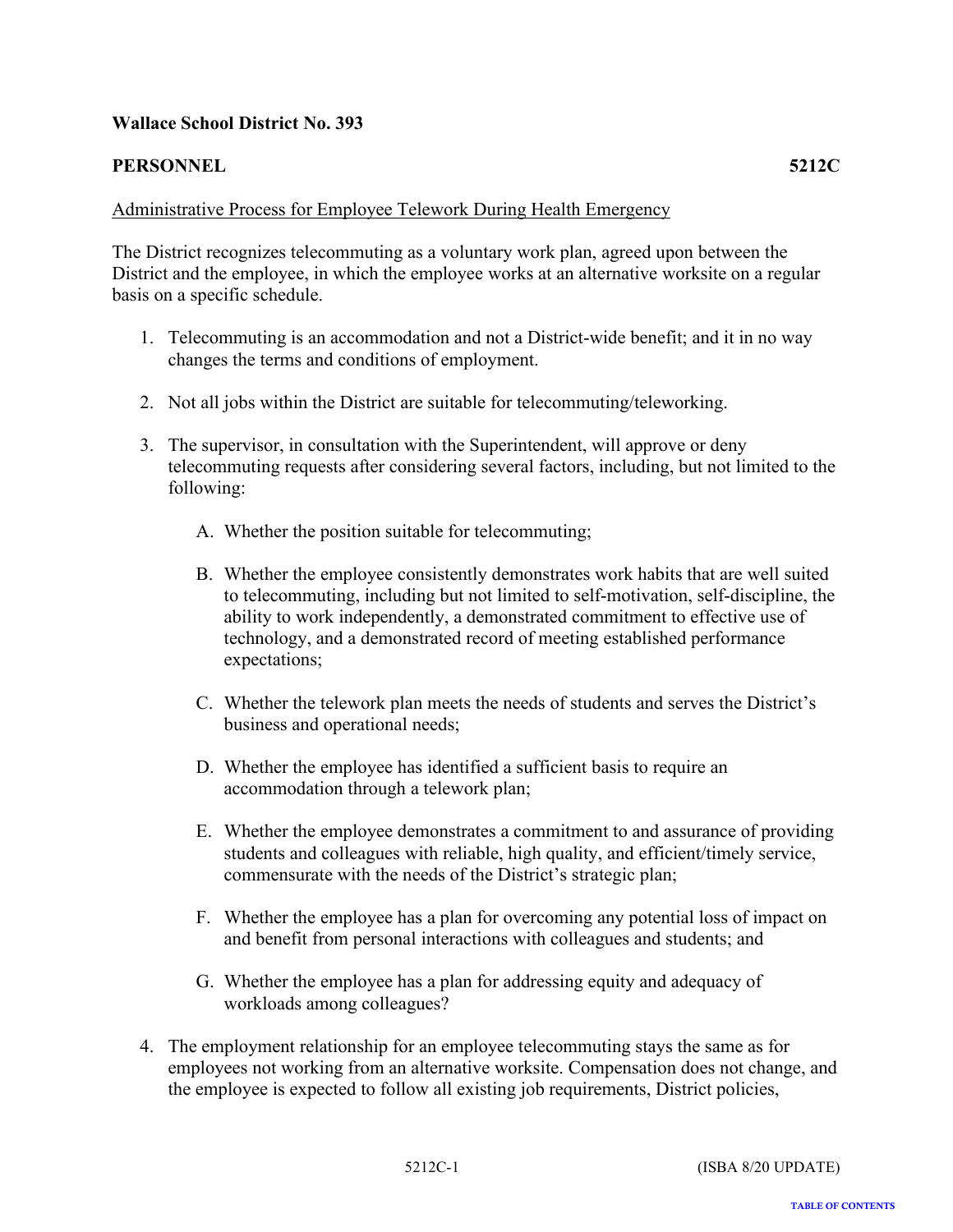**Wallace School District No. 393**

**PERSONNEL** **5212C**

Administrative Process for Employee Telework During Health Emergency

The District recognizes telecommuting as a voluntary work plan, agreed upon between the District and the employee, in which the employee works at an alternative worksite on a regular basis on a specific schedule.

1. Telecommuting is an accommodation and not a District-wide benefit; and it in no way changes the terms and conditions of employment.

2. Not all jobs within the District are suitable for telecommuting/teleworking.

3. The supervisor, in consultation with the Superintendent, will approve or deny telecommuting requests after considering several factors, including, but not limited to the following:

   A. Whether the position suitable for telecommuting;

   B. Whether the employee consistently demonstrates work habits that are well suited to telecommuting, including but not limited to self-motivation, self-discipline, the ability to work independently, a demonstrated commitment to effective use of technology, and a demonstrated record of meeting established performance expectations;

   C. Whether the telework plan meets the needs of students and serves the District's business and operational needs;

   D. Whether the employee has identified a sufficient basis to require an accommodation through a telework plan;

   E. Whether the employee demonstrates a commitment to and assurance of providing students and colleagues with reliable, high quality, and efficient/timely service, commensurate with the needs of the District's strategic plan;

   F. Whether the employee has a plan for overcoming any potential loss of impact on and benefit from personal interactions with colleagues and students; and

   G. Whether the employee has a plan for addressing equity and adequacy of workloads among colleagues?

4. The employment relationship for an employee telecommuting stays the same as for employees not working from an alternative worksite. Compensation does not change, and the employee is expected to follow all existing job requirements, District policies,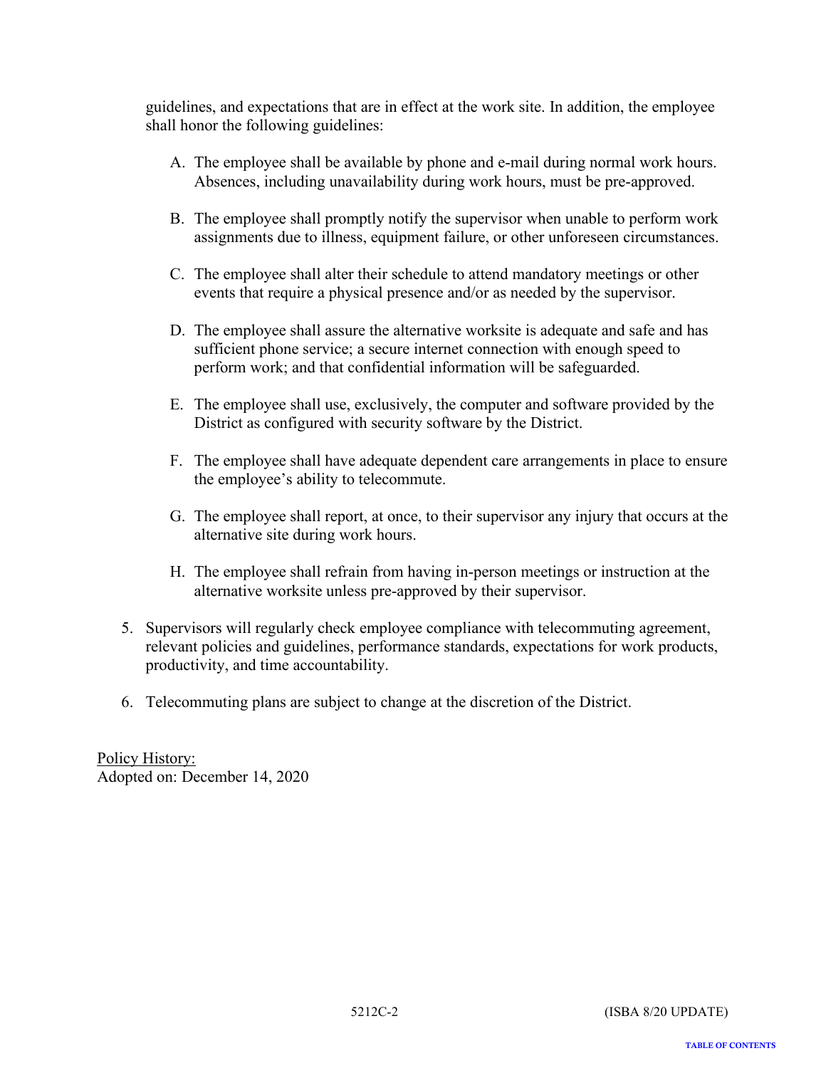guidelines, and expectations that are in effect at the work site. In addition, the employee shall honor the following guidelines:

A. The employee shall be available by phone and e-mail during normal work hours. Absences, including unavailability during work hours, must be pre-approved.

B. The employee shall promptly notify the supervisor when unable to perform work assignments due to illness, equipment failure, or other unforeseen circumstances.

C. The employee shall alter their schedule to attend mandatory meetings or other events that require a physical presence and/or as needed by the supervisor.

D. The employee shall assure the alternative worksite is adequate and safe and has sufficient phone service; a secure internet connection with enough speed to perform work; and that confidential information will be safeguarded.

E. The employee shall use, exclusively, the computer and software provided by the District as configured with security software by the District.

F. The employee shall have adequate dependent care arrangements in place to ensure the employee's ability to telecommute.

G. The employee shall report, at once, to their supervisor any injury that occurs at the alternative site during work hours.

H. The employee shall refrain from having in-person meetings or instruction at the alternative worksite unless pre-approved by their supervisor.

5. Supervisors will regularly check employee compliance with telecommuting agreement, relevant policies and guidelines, performance standards, expectations for work products, productivity, and time accountability.

6. Telecommuting plans are subject to change at the discretion of the District.

Policy History:
Adopted on: December 14, 2020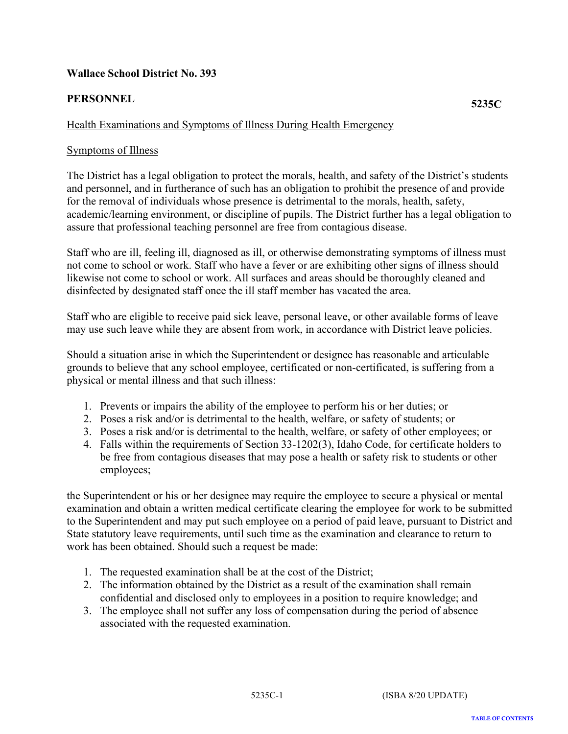**Wallace School District No. 393**

**PERSONNEL** **5235C**

Health Examinations and Symptoms of Illness During Health Emergency

Symptoms of Illness

The District has a legal obligation to protect the morals, health, and safety of the District's students and personnel, and in furtherance of such has an obligation to prohibit the presence of and provide for the removal of individuals whose presence is detrimental to the morals, health, safety, academic/learning environment, or discipline of pupils. The District further has a legal obligation to assure that professional teaching personnel are free from contagious disease.

Staff who are ill, feeling ill, diagnosed as ill, or otherwise demonstrating symptoms of illness must not come to school or work. Staff who have a fever or are exhibiting other signs of illness should likewise not come to school or work. All surfaces and areas should be thoroughly cleaned and disinfected by designated staff once the ill staff member has vacated the area.

Staff who are eligible to receive paid sick leave, personal leave, or other available forms of leave may use such leave while they are absent from work, in accordance with District leave policies.

Should a situation arise in which the Superintendent or designee has reasonable and articulable grounds to believe that any school employee, certificated or non-certificated, is suffering from a physical or mental illness and that such illness:

1. Prevents or impairs the ability of the employee to perform his or her duties; or
2. Poses a risk and/or is detrimental to the health, welfare, or safety of students; or
3. Poses a risk and/or is detrimental to the health, welfare, or safety of other employees; or
4. Falls within the requirements of Section 33-1202(3), Idaho Code, for certificate holders to be free from contagious diseases that may pose a health or safety risk to students or other employees;

the Superintendent or his or her designee may require the employee to secure a physical or mental examination and obtain a written medical certificate clearing the employee for work to be submitted to the Superintendent and may put such employee on a period of paid leave, pursuant to District and State statutory leave requirements, until such time as the examination and clearance to return to work has been obtained. Should such a request be made:

1. The requested examination shall be at the cost of the District;
2. The information obtained by the District as a result of the examination shall remain confidential and disclosed only to employees in a position to require knowledge; and
3. The employee shall not suffer any loss of compensation during the period of absence associated with the requested examination.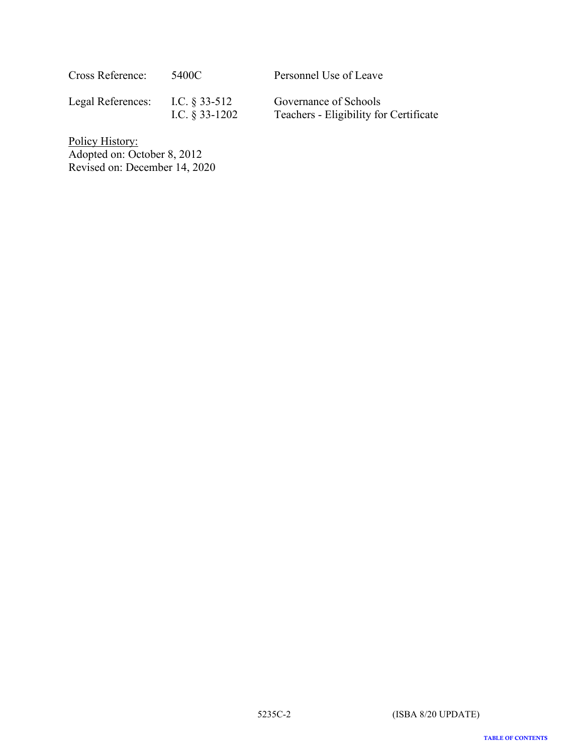| Cross Reference: | 5400C | Personnel Use of Leave |
| --- | --- | --- |
| Legal References: | I.C. § 33-512 | Governance of Schools |
| | I.C. § 33-1202 | Teachers - Eligibility for Certificate |

Policy History:
Adopted on: October 8, 2012
Revised on: December 14, 2020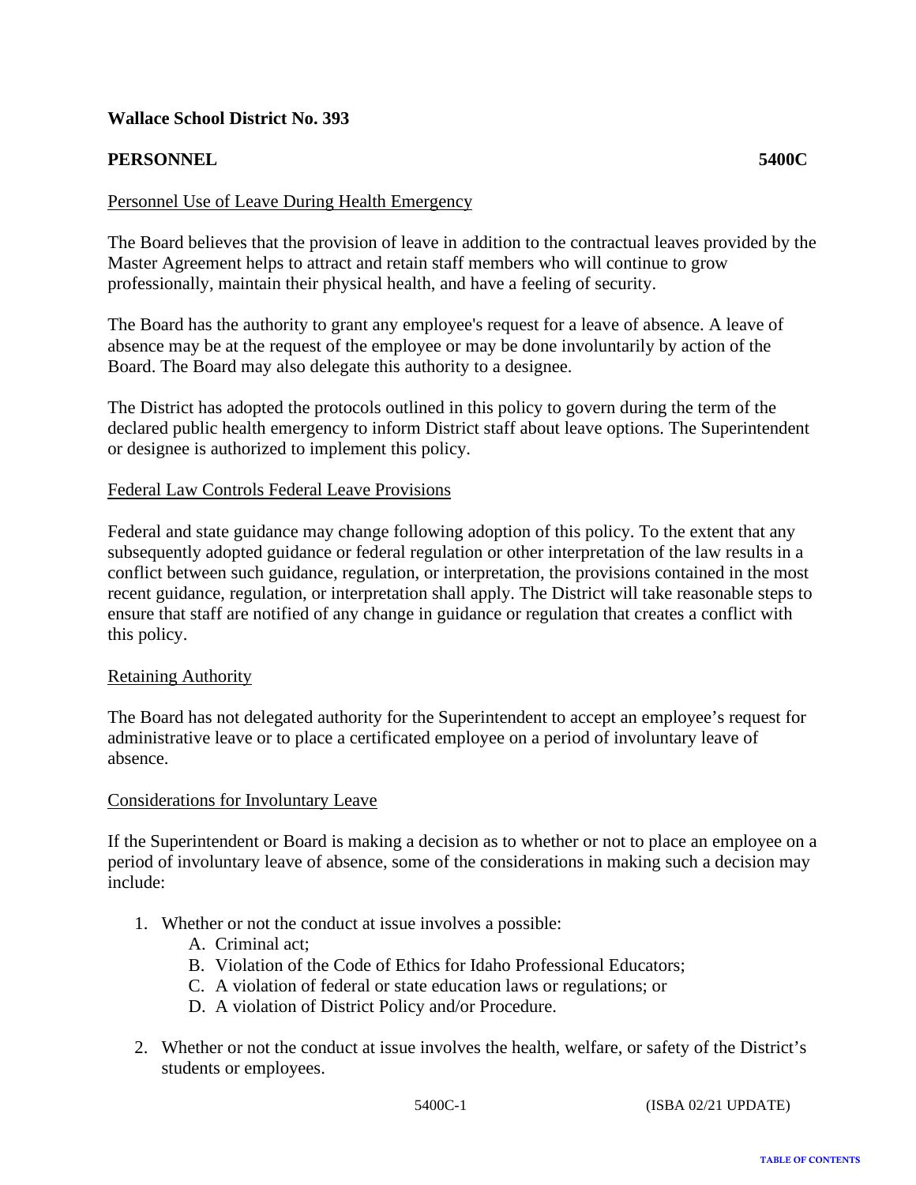**Wallace School District No. 393**

**PERSONNEL** **5400C**

Personnel Use of Leave During Health Emergency

The Board believes that the provision of leave in addition to the contractual leaves provided by the Master Agreement helps to attract and retain staff members who will continue to grow professionally, maintain their physical health, and have a feeling of security.

The Board has the authority to grant any employee's request for a leave of absence. A leave of absence may be at the request of the employee or may be done involuntarily by action of the Board. The Board may also delegate this authority to a designee.

The District has adopted the protocols outlined in this policy to govern during the term of the declared public health emergency to inform District staff about leave options. The Superintendent or designee is authorized to implement this policy.

Federal Law Controls Federal Leave Provisions

Federal and state guidance may change following adoption of this policy. To the extent that any subsequently adopted guidance or federal regulation or other interpretation of the law results in a conflict between such guidance, regulation, or interpretation, the provisions contained in the most recent guidance, regulation, or interpretation shall apply. The District will take reasonable steps to ensure that staff are notified of any change in guidance or regulation that creates a conflict with this policy.

Retaining Authority

The Board has not delegated authority for the Superintendent to accept an employee's request for administrative leave or to place a certificated employee on a period of involuntary leave of absence.

Considerations for Involuntary Leave

If the Superintendent or Board is making a decision as to whether or not to place an employee on a period of involuntary leave of absence, some of the considerations in making such a decision may include:

1. Whether or not the conduct at issue involves a possible:
    A. Criminal act;
    B. Violation of the Code of Ethics for Idaho Professional Educators;
    C. A violation of federal or state education laws or regulations; or
    D. A violation of District Policy and/or Procedure.

2. Whether or not the conduct at issue involves the health, welfare, or safety of the District's students or employees.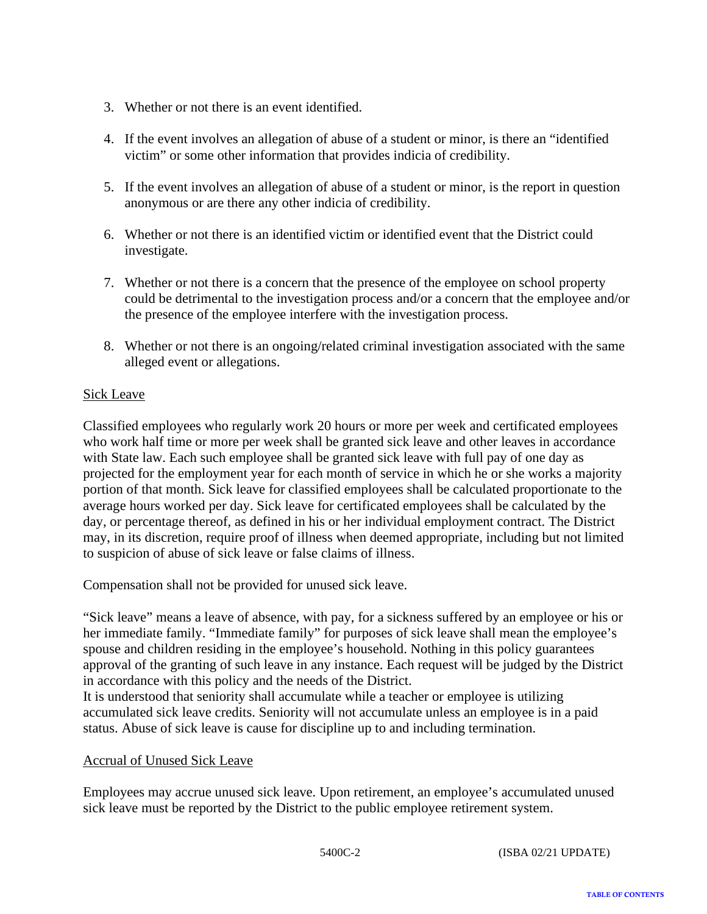3. Whether or not there is an event identified.

4. If the event involves an allegation of abuse of a student or minor, is there an "identified victim" or some other information that provides indicia of credibility.

5. If the event involves an allegation of abuse of a student or minor, is the report in question anonymous or are there any other indicia of credibility.

6. Whether or not there is an identified victim or identified event that the District could investigate.

7. Whether or not there is a concern that the presence of the employee on school property could be detrimental to the investigation process and/or a concern that the employee and/or the presence of the employee interfere with the investigation process.

8. Whether or not there is an ongoing/related criminal investigation associated with the same alleged event or allegations.

Sick Leave

Classified employees who regularly work 20 hours or more per week and certificated employees who work half time or more per week shall be granted sick leave and other leaves in accordance with State law. Each such employee shall be granted sick leave with full pay of one day as projected for the employment year for each month of service in which he or she works a majority portion of that month. Sick leave for classified employees shall be calculated proportionate to the average hours worked per day. Sick leave for certificated employees shall be calculated by the day, or percentage thereof, as defined in his or her individual employment contract. The District may, in its discretion, require proof of illness when deemed appropriate, including but not limited to suspicion of abuse of sick leave or false claims of illness.

Compensation shall not be provided for unused sick leave.

"Sick leave" means a leave of absence, with pay, for a sickness suffered by an employee or his or her immediate family. "Immediate family" for purposes of sick leave shall mean the employee's spouse and children residing in the employee's household. Nothing in this policy guarantees approval of the granting of such leave in any instance. Each request will be judged by the District in accordance with this policy and the needs of the District.
It is understood that seniority shall accumulate while a teacher or employee is utilizing accumulated sick leave credits. Seniority will not accumulate unless an employee is in a paid status. Abuse of sick leave is cause for discipline up to and including termination.

Accrual of Unused Sick Leave

Employees may accrue unused sick leave. Upon retirement, an employee's accumulated unused sick leave must be reported by the District to the public employee retirement system.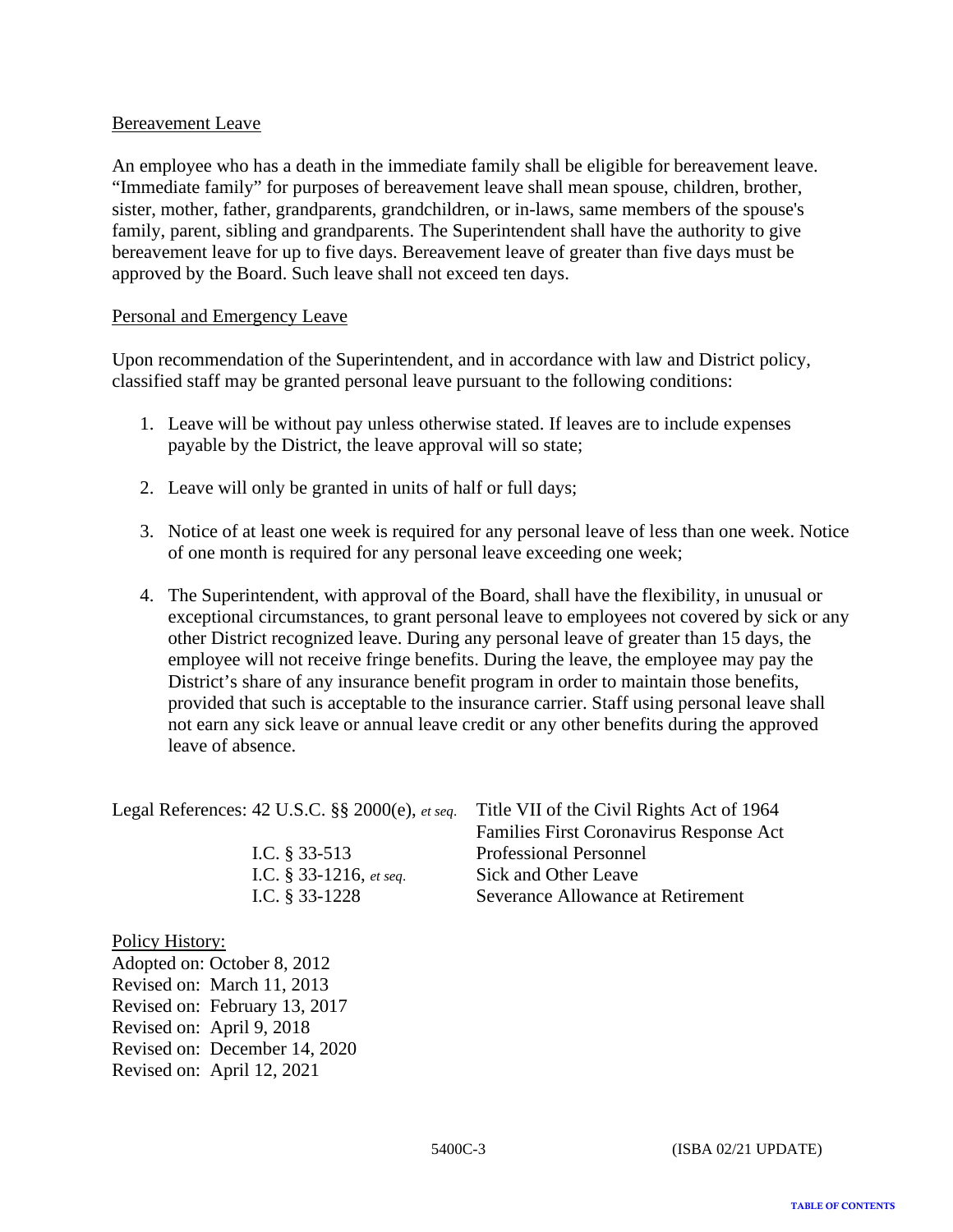Bereavement Leave

An employee who has a death in the immediate family shall be eligible for bereavement leave. “Immediate family” for purposes of bereavement leave shall mean spouse, children, brother, sister, mother, father, grandparents, grandchildren, or in-laws, same members of the spouse's family, parent, sibling and grandparents. The Superintendent shall have the authority to give bereavement leave for up to five days. Bereavement leave of greater than five days must be approved by the Board. Such leave shall not exceed ten days.

Personal and Emergency Leave

Upon recommendation of the Superintendent, and in accordance with law and District policy, classified staff may be granted personal leave pursuant to the following conditions:

1. Leave will be without pay unless otherwise stated. If leaves are to include expenses payable by the District, the leave approval will so state;

2. Leave will only be granted in units of half or full days;

3. Notice of at least one week is required for any personal leave of less than one week. Notice of one month is required for any personal leave exceeding one week;

4. The Superintendent, with approval of the Board, shall have the flexibility, in unusual or exceptional circumstances, to grant personal leave to employees not covered by sick or any other District recognized leave. During any personal leave of greater than 15 days, the employee will not receive fringe benefits. During the leave, the employee may pay the District’s share of any insurance benefit program in order to maintain those benefits, provided that such is acceptable to the insurance carrier. Staff using personal leave shall not earn any sick leave or annual leave credit or any other benefits during the approved leave of absence.

| Legal References: | |
|---|---|
| 42 U.S.C. §§ 2000(e), *et seq.* | Title VII of the Civil Rights Act of 1964 |
| | Families First Coronavirus Response Act |
| I.C. § 33-513 | Professional Personnel |
| I.C. § 33-1216, *et seq.* | Sick and Other Leave |
| I.C. § 33-1228 | Severance Allowance at Retirement |

Policy History:
Adopted on: October 8, 2012
Revised on: March 11, 2013
Revised on: February 13, 2017
Revised on: April 9, 2018
Revised on: December 14, 2020
Revised on: April 12, 2021

5400C-3 (ISBA 02/21 UPDATE)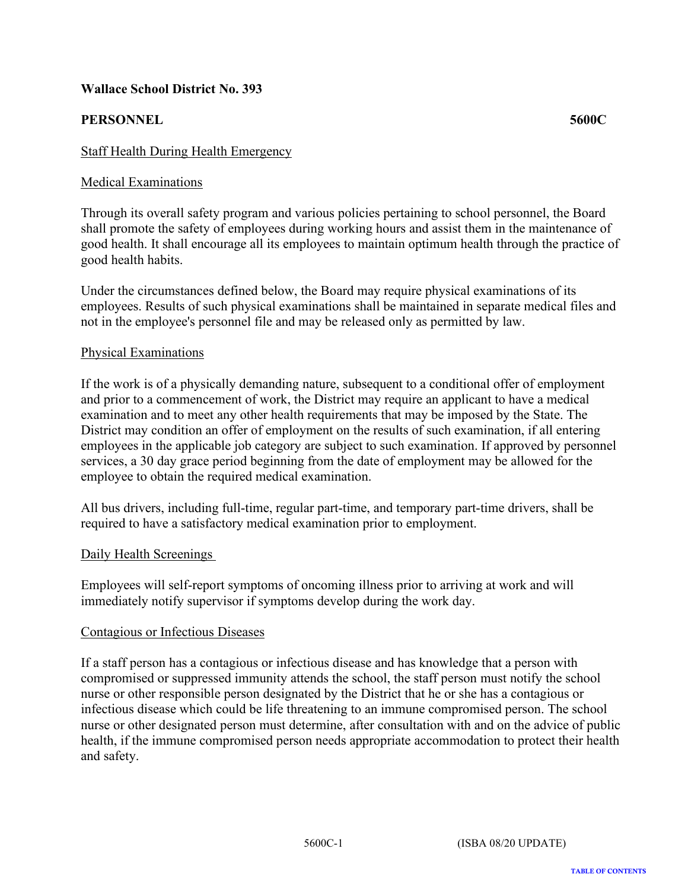**Wallace School District No. 393**

**PERSONNEL** **5600C**

Staff Health During Health Emergency

Medical Examinations

Through its overall safety program and various policies pertaining to school personnel, the Board shall promote the safety of employees during working hours and assist them in the maintenance of good health. It shall encourage all its employees to maintain optimum health through the practice of good health habits.

Under the circumstances defined below, the Board may require physical examinations of its employees. Results of such physical examinations shall be maintained in separate medical files and not in the employee's personnel file and may be released only as permitted by law.

Physical Examinations

If the work is of a physically demanding nature, subsequent to a conditional offer of employment and prior to a commencement of work, the District may require an applicant to have a medical examination and to meet any other health requirements that may be imposed by the State. The District may condition an offer of employment on the results of such examination, if all entering employees in the applicable job category are subject to such examination. If approved by personnel services, a 30 day grace period beginning from the date of employment may be allowed for the employee to obtain the required medical examination.

All bus drivers, including full-time, regular part-time, and temporary part-time drivers, shall be required to have a satisfactory medical examination prior to employment.

Daily Health Screenings

Employees will self-report symptoms of oncoming illness prior to arriving at work and will immediately notify supervisor if symptoms develop during the work day.

Contagious or Infectious Diseases

If a staff person has a contagious or infectious disease and has knowledge that a person with compromised or suppressed immunity attends the school, the staff person must notify the school nurse or other responsible person designated by the District that he or she has a contagious or infectious disease which could be life threatening to an immune compromised person. The school nurse or other designated person must determine, after consultation with and on the advice of public health, if the immune compromised person needs appropriate accommodation to protect their health and safety.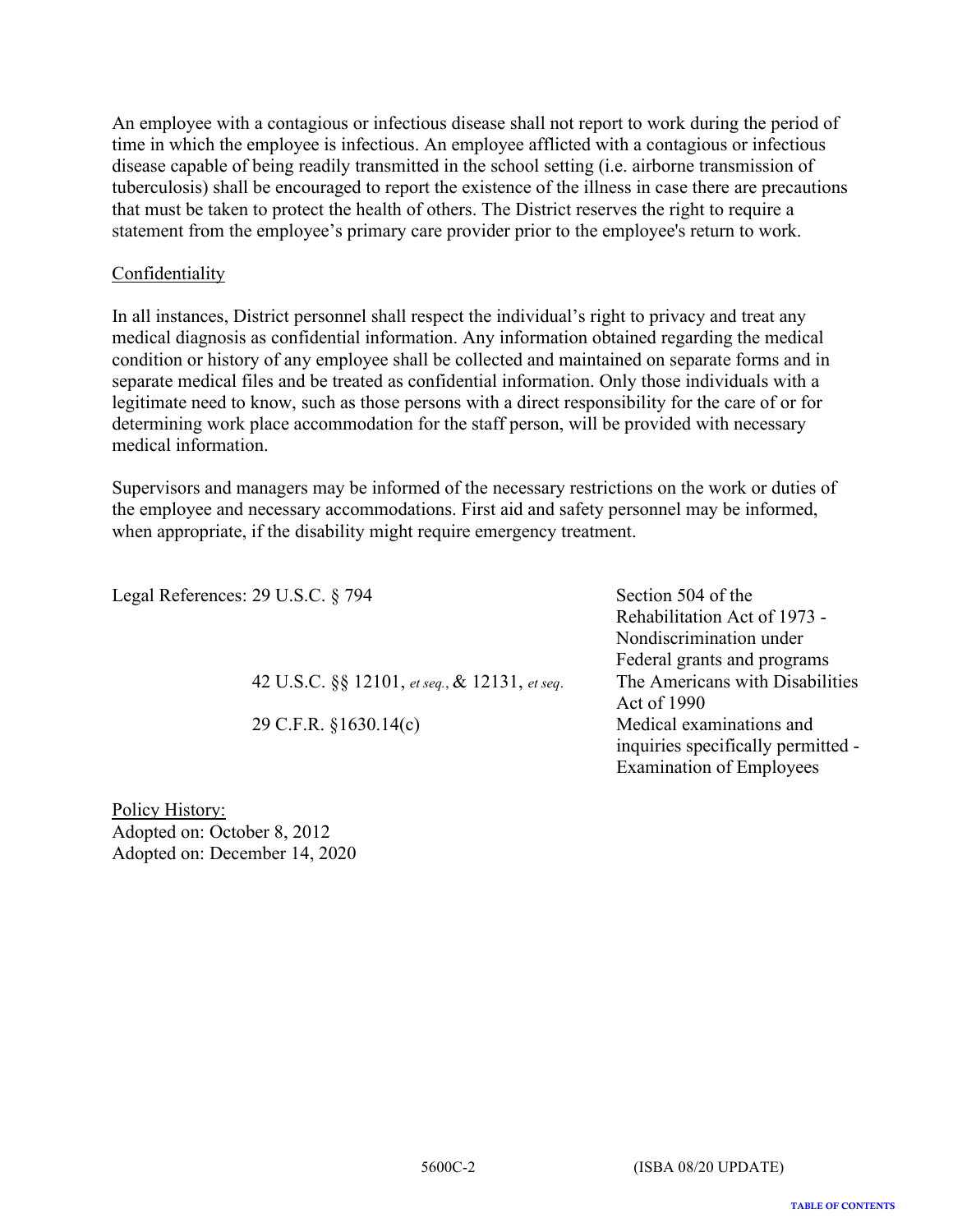An employee with a contagious or infectious disease shall not report to work during the period of time in which the employee is infectious. An employee afflicted with a contagious or infectious disease capable of being readily transmitted in the school setting (i.e. airborne transmission of tuberculosis) shall be encouraged to report the existence of the illness in case there are precautions that must be taken to protect the health of others. The District reserves the right to require a statement from the employee's primary care provider prior to the employee's return to work.

Confidentiality

In all instances, District personnel shall respect the individual's right to privacy and treat any medical diagnosis as confidential information. Any information obtained regarding the medical condition or history of any employee shall be collected and maintained on separate forms and in separate medical files and be treated as confidential information. Only those individuals with a legitimate need to know, such as those persons with a direct responsibility for the care of or for determining work place accommodation for the staff person, will be provided with necessary medical information.

Supervisors and managers may be informed of the necessary restrictions on the work or duties of the employee and necessary accommodations. First aid and safety personnel may be informed, when appropriate, if the disability might require emergency treatment.

| Legal References: | |
|---|---|
| 29 U.S.C. § 794 | Section 504 of the Rehabilitation Act of 1973 - Nondiscrimination under Federal grants and programs |
| 42 U.S.C. §§ 12101, *et seq.*, & 12131, *et seq.* | The Americans with Disabilities Act of 1990 |
| 29 C.F.R. §1630.14(c) | Medical examinations and inquiries specifically permitted - Examination of Employees |

Policy History:
Adopted on: October 8, 2012
Adopted on: December 14, 2020

5600C-2 (ISBA 08/20 UPDATE)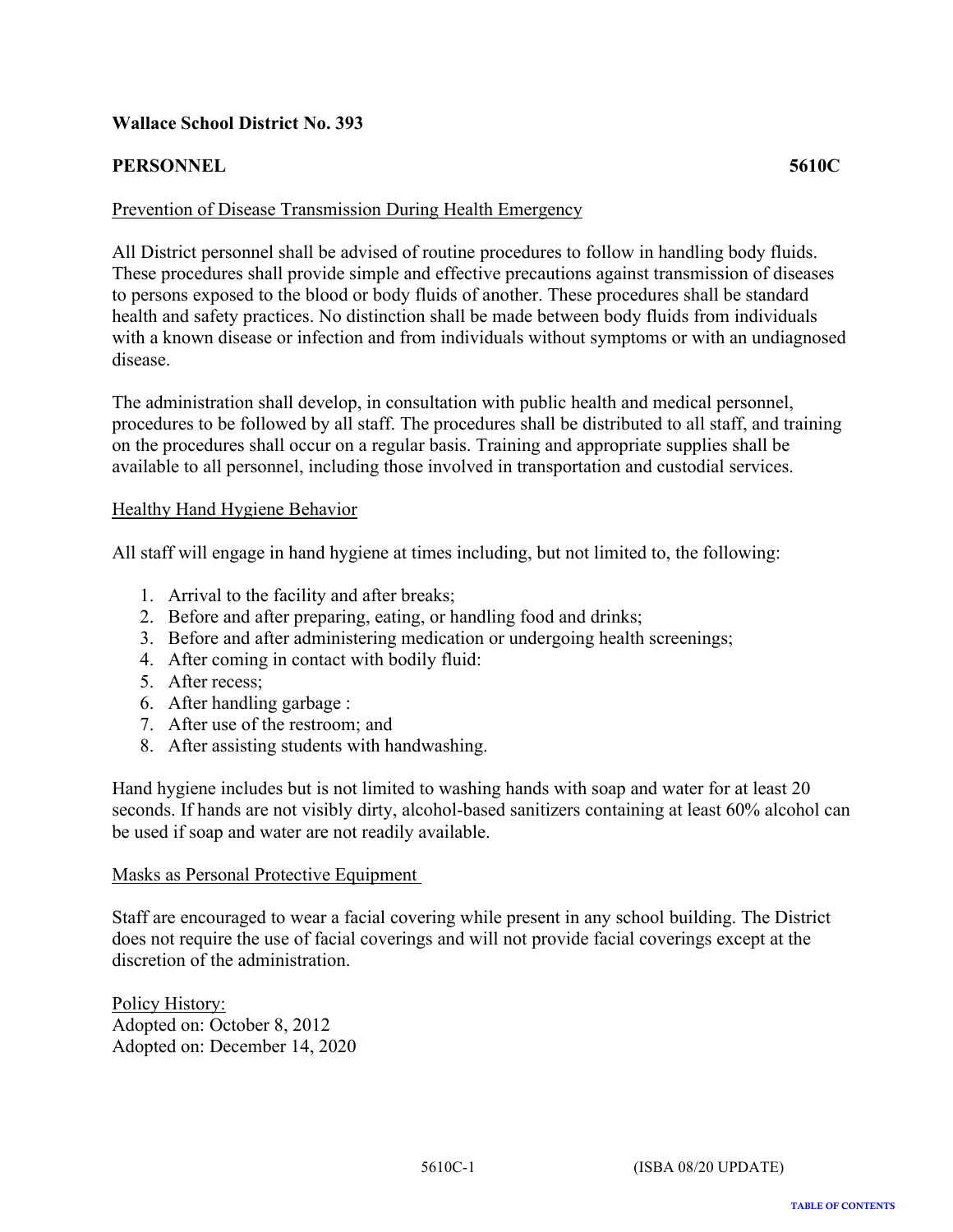**Wallace School District No. 393**

**PERSONNEL** **5610C**

Prevention of Disease Transmission During Health Emergency

All District personnel shall be advised of routine procedures to follow in handling body fluids. These procedures shall provide simple and effective precautions against transmission of diseases to persons exposed to the blood or body fluids of another. These procedures shall be standard health and safety practices. No distinction shall be made between body fluids from individuals with a known disease or infection and from individuals without symptoms or with an undiagnosed disease.

The administration shall develop, in consultation with public health and medical personnel, procedures to be followed by all staff. The procedures shall be distributed to all staff, and training on the procedures shall occur on a regular basis. Training and appropriate supplies shall be available to all personnel, including those involved in transportation and custodial services.

Healthy Hand Hygiene Behavior

All staff will engage in hand hygiene at times including, but not limited to, the following:

1. Arrival to the facility and after breaks;
2. Before and after preparing, eating, or handling food and drinks;
3. Before and after administering medication or undergoing health screenings;
4. After coming in contact with bodily fluid:
5. After recess;
6. After handling garbage :
7. After use of the restroom; and
8. After assisting students with handwashing.

Hand hygiene includes but is not limited to washing hands with soap and water for at least 20 seconds. If hands are not visibly dirty, alcohol-based sanitizers containing at least 60% alcohol can be used if soap and water are not readily available.

Masks as Personal Protective Equipment

Staff are encouraged to wear a facial covering while present in any school building. The District does not require the use of facial coverings and will not provide facial coverings except at the discretion of the administration.

Policy History:
Adopted on: October 8, 2012
Adopted on: December 14, 2020

5610C-1 (ISBA 08/20 UPDATE)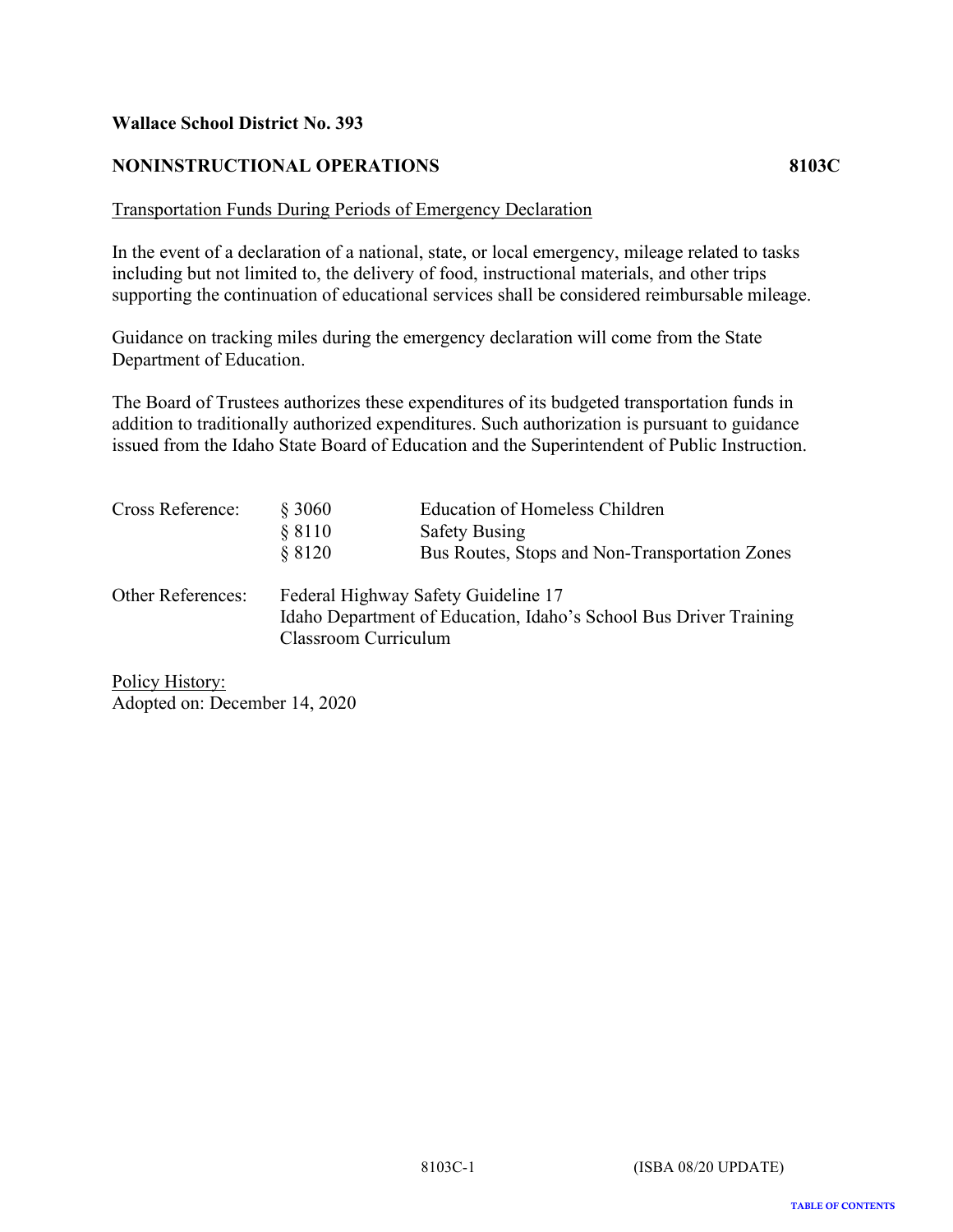**Wallace School District No. 393**

**NONINSTRUCTIONAL OPERATIONS** **8103C**

Transportation Funds During Periods of Emergency Declaration

In the event of a declaration of a national, state, or local emergency, mileage related to tasks including but not limited to, the delivery of food, instructional materials, and other trips supporting the continuation of educational services shall be considered reimbursable mileage.

Guidance on tracking miles during the emergency declaration will come from the State Department of Education.

The Board of Trustees authorizes these expenditures of its budgeted transportation funds in addition to traditionally authorized expenditures. Such authorization is pursuant to guidance issued from the Idaho State Board of Education and the Superintendent of Public Instruction.

| | | |
|---|---|---|
| Cross Reference: | § 3060 | Education of Homeless Children |
| | § 8110 | Safety Busing |
| | § 8120 | Bus Routes, Stops and Non-Transportation Zones |

Other References: Federal Highway Safety Guideline 17
Idaho Department of Education, Idaho's School Bus Driver Training Classroom Curriculum

Policy History:
Adopted on: December 14, 2020

8103C-1 (ISBA 08/20 UPDATE)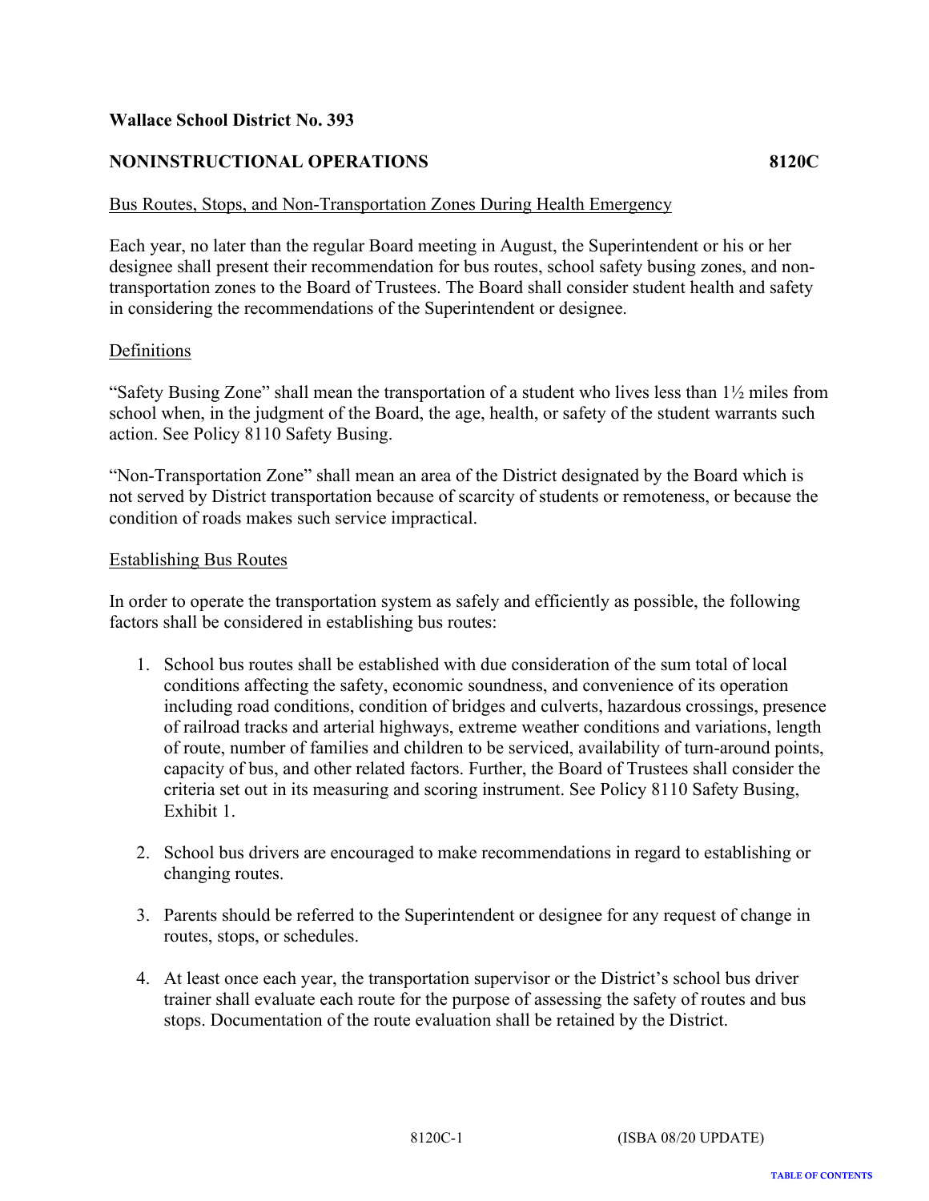**Wallace School District No. 393**

**NONINSTRUCTIONAL OPERATIONS 8120C**

Bus Routes, Stops, and Non-Transportation Zones During Health Emergency

Each year, no later than the regular Board meeting in August, the Superintendent or his or her designee shall present their recommendation for bus routes, school safety busing zones, and non-transportation zones to the Board of Trustees. The Board shall consider student health and safety in considering the recommendations of the Superintendent or designee.

Definitions

"Safety Busing Zone" shall mean the transportation of a student who lives less than 1½ miles from school when, in the judgment of the Board, the age, health, or safety of the student warrants such action. See Policy 8110 Safety Busing.

"Non-Transportation Zone" shall mean an area of the District designated by the Board which is not served by District transportation because of scarcity of students or remoteness, or because the condition of roads makes such service impractical.

Establishing Bus Routes

In order to operate the transportation system as safely and efficiently as possible, the following factors shall be considered in establishing bus routes:

1. School bus routes shall be established with due consideration of the sum total of local conditions affecting the safety, economic soundness, and convenience of its operation including road conditions, condition of bridges and culverts, hazardous crossings, presence of railroad tracks and arterial highways, extreme weather conditions and variations, length of route, number of families and children to be serviced, availability of turn-around points, capacity of bus, and other related factors. Further, the Board of Trustees shall consider the criteria set out in its measuring and scoring instrument. See Policy 8110 Safety Busing, Exhibit 1.

2. School bus drivers are encouraged to make recommendations in regard to establishing or changing routes.

3. Parents should be referred to the Superintendent or designee for any request of change in routes, stops, or schedules.

4. At least once each year, the transportation supervisor or the District's school bus driver trainer shall evaluate each route for the purpose of assessing the safety of routes and bus stops. Documentation of the route evaluation shall be retained by the District.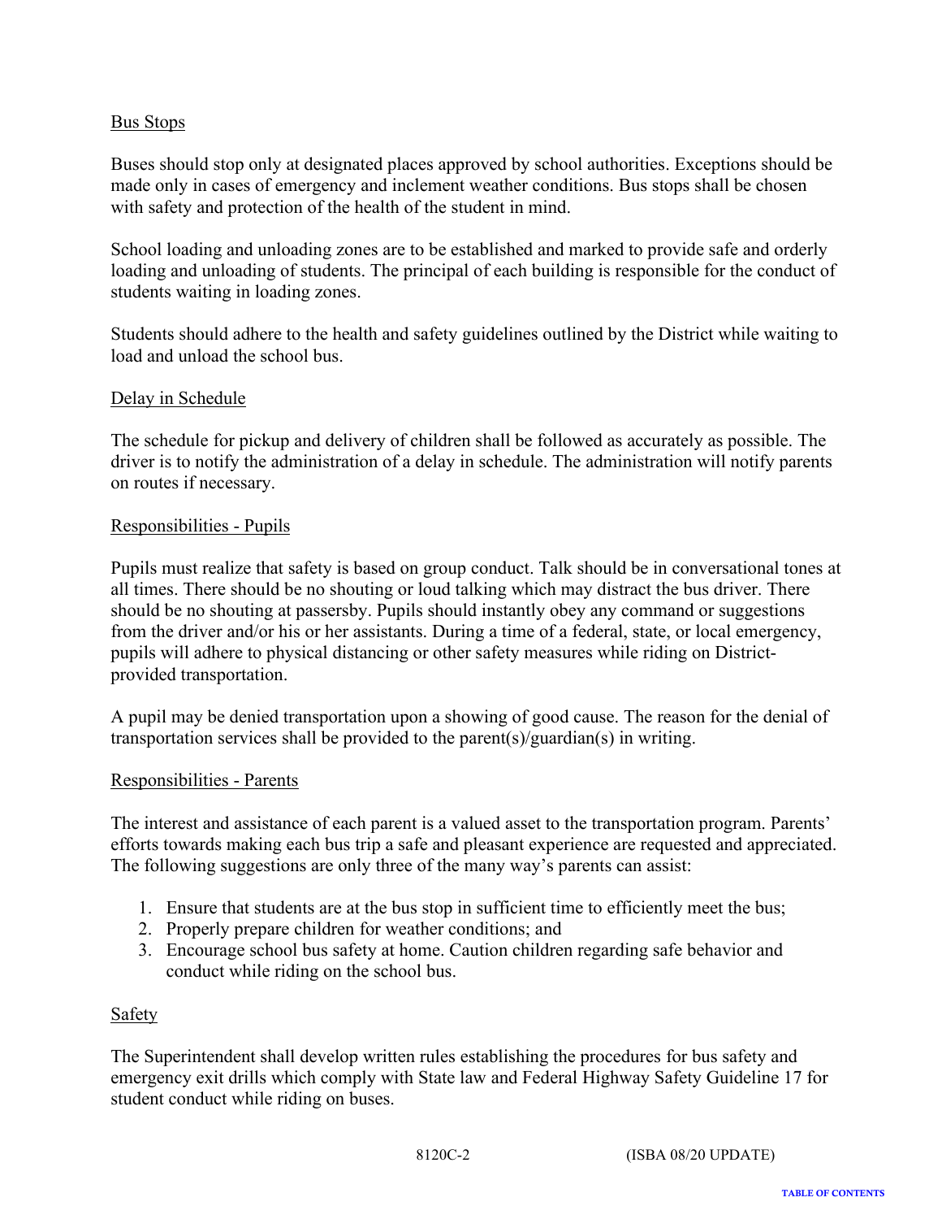<u>Bus Stops</u>

Buses should stop only at designated places approved by school authorities. Exceptions should be made only in cases of emergency and inclement weather conditions. Bus stops shall be chosen with safety and protection of the health of the student in mind.

School loading and unloading zones are to be established and marked to provide safe and orderly loading and unloading of students. The principal of each building is responsible for the conduct of students waiting in loading zones.

Students should adhere to the health and safety guidelines outlined by the District while waiting to load and unload the school bus.

<u>Delay in Schedule</u>

The schedule for pickup and delivery of children shall be followed as accurately as possible. The driver is to notify the administration of a delay in schedule. The administration will notify parents on routes if necessary.

<u>Responsibilities - Pupils</u>

Pupils must realize that safety is based on group conduct. Talk should be in conversational tones at all times. There should be no shouting or loud talking which may distract the bus driver. There should be no shouting at passersby. Pupils should instantly obey any command or suggestions from the driver and/or his or her assistants. During a time of a federal, state, or local emergency, pupils will adhere to physical distancing or other safety measures while riding on District-provided transportation.

A pupil may be denied transportation upon a showing of good cause. The reason for the denial of transportation services shall be provided to the parent(s)/guardian(s) in writing.

<u>Responsibilities - Parents</u>

The interest and assistance of each parent is a valued asset to the transportation program. Parents' efforts towards making each bus trip a safe and pleasant experience are requested and appreciated. The following suggestions are only three of the many way's parents can assist:

1. Ensure that students are at the bus stop in sufficient time to efficiently meet the bus;
2. Properly prepare children for weather conditions; and
3. Encourage school bus safety at home. Caution children regarding safe behavior and conduct while riding on the school bus.

<u>Safety</u>

The Superintendent shall develop written rules establishing the procedures for bus safety and emergency exit drills which comply with State law and Federal Highway Safety Guideline 17 for student conduct while riding on buses.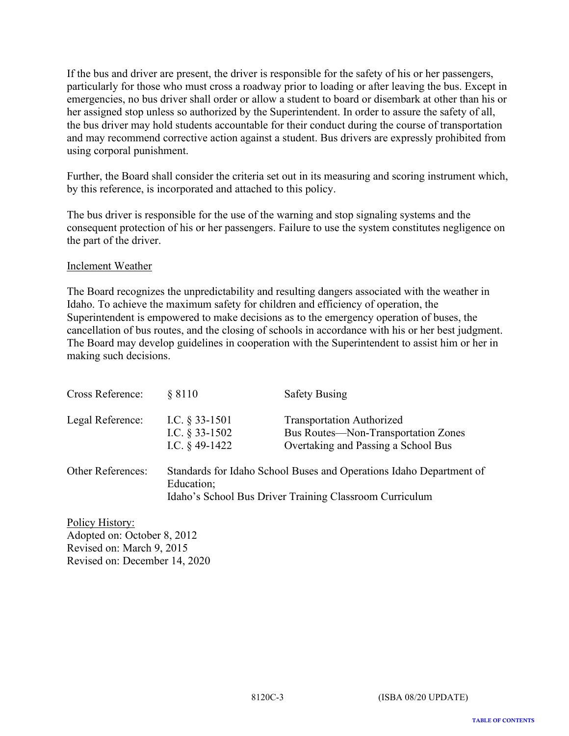If the bus and driver are present, the driver is responsible for the safety of his or her passengers, particularly for those who must cross a roadway prior to loading or after leaving the bus. Except in emergencies, no bus driver shall order or allow a student to board or disembark at other than his or her assigned stop unless so authorized by the Superintendent. In order to assure the safety of all, the bus driver may hold students accountable for their conduct during the course of transportation and may recommend corrective action against a student. Bus drivers are expressly prohibited from using corporal punishment.

Further, the Board shall consider the criteria set out in its measuring and scoring instrument which, by this reference, is incorporated and attached to this policy.

The bus driver is responsible for the use of the warning and stop signaling systems and the consequent protection of his or her passengers. Failure to use the system constitutes negligence on the part of the driver.

Inclement Weather

The Board recognizes the unpredictability and resulting dangers associated with the weather in Idaho. To achieve the maximum safety for children and efficiency of operation, the Superintendent is empowered to make decisions as to the emergency operation of buses, the cancellation of bus routes, and the closing of schools in accordance with his or her best judgment. The Board may develop guidelines in cooperation with the Superintendent to assist him or her in making such decisions.

| | | |
|---|---|---|
| Cross Reference: | § 8110 | Safety Busing |
| Legal Reference: | I.C. § 33-1501 | Transportation Authorized |
| | I.C. § 33-1502 | Bus Routes—Non-Transportation Zones |
| | I.C. § 49-1422 | Overtaking and Passing a School Bus |
| Other References: | Standards for Idaho School Buses and Operations Idaho Department of Education; Idaho's School Bus Driver Training Classroom Curriculum | |

Policy History:
Adopted on: October 8, 2012
Revised on: March 9, 2015
Revised on: December 14, 2020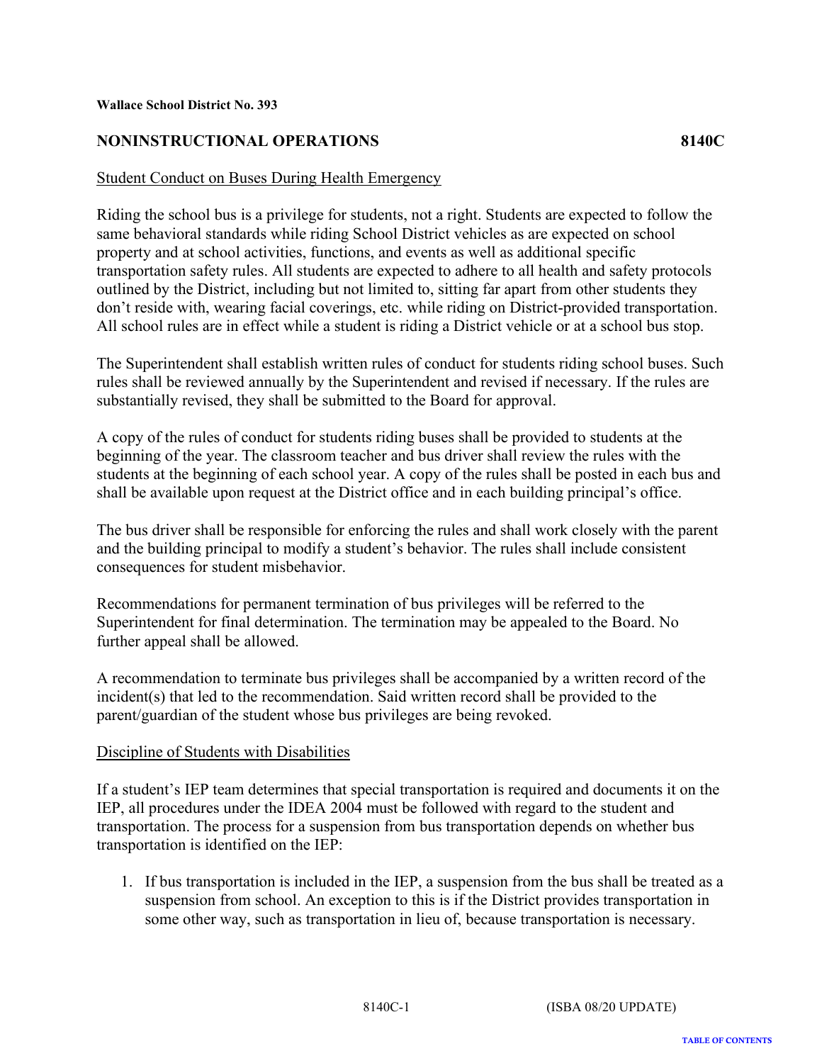**Wallace School District No. 393**

## NONINSTRUCTIONAL OPERATIONS 8140C

Student Conduct on Buses During Health Emergency

Riding the school bus is a privilege for students, not a right. Students are expected to follow the same behavioral standards while riding School District vehicles as are expected on school property and at school activities, functions, and events as well as additional specific transportation safety rules. All students are expected to adhere to all health and safety protocols outlined by the District, including but not limited to, sitting far apart from other students they don't reside with, wearing facial coverings, etc. while riding on District-provided transportation. All school rules are in effect while a student is riding a District vehicle or at a school bus stop.

The Superintendent shall establish written rules of conduct for students riding school buses. Such rules shall be reviewed annually by the Superintendent and revised if necessary. If the rules are substantially revised, they shall be submitted to the Board for approval.

A copy of the rules of conduct for students riding buses shall be provided to students at the beginning of the year. The classroom teacher and bus driver shall review the rules with the students at the beginning of each school year. A copy of the rules shall be posted in each bus and shall be available upon request at the District office and in each building principal's office.

The bus driver shall be responsible for enforcing the rules and shall work closely with the parent and the building principal to modify a student's behavior. The rules shall include consistent consequences for student misbehavior.

Recommendations for permanent termination of bus privileges will be referred to the Superintendent for final determination. The termination may be appealed to the Board. No further appeal shall be allowed.

A recommendation to terminate bus privileges shall be accompanied by a written record of the incident(s) that led to the recommendation. Said written record shall be provided to the parent/guardian of the student whose bus privileges are being revoked.

Discipline of Students with Disabilities

If a student's IEP team determines that special transportation is required and documents it on the IEP, all procedures under the IDEA 2004 must be followed with regard to the student and transportation. The process for a suspension from bus transportation depends on whether bus transportation is identified on the IEP:

1. If bus transportation is included in the IEP, a suspension from the bus shall be treated as a suspension from school. An exception to this is if the District provides transportation in some other way, such as transportation in lieu of, because transportation is necessary.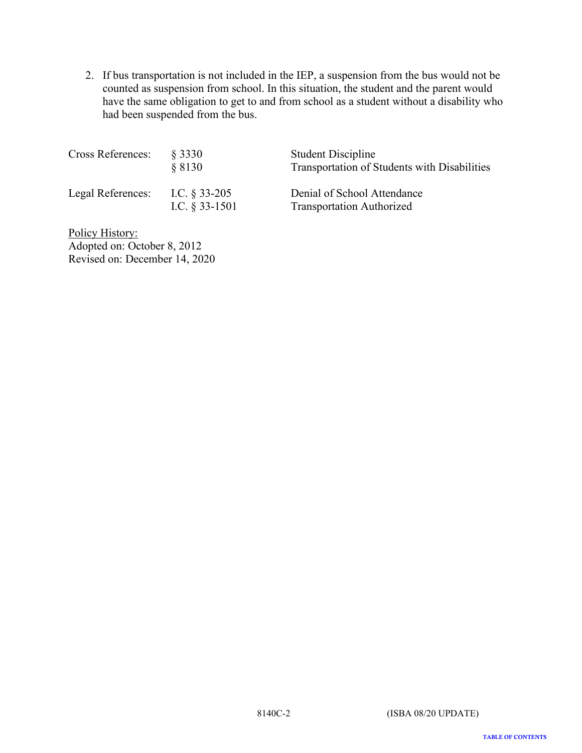2. If bus transportation is not included in the IEP, a suspension from the bus would not be counted as suspension from school. In this situation, the student and the parent would have the same obligation to get to and from school as a student without a disability who had been suspended from the bus.

| | | |
|---|---|---|
| Cross References: | § 3330 | Student Discipline |
| | § 8130 | Transportation of Students with Disabilities |
| Legal References: | I.C. § 33-205 | Denial of School Attendance |
| | I.C. § 33-1501 | Transportation Authorized |

Policy History:
Adopted on: October 8, 2012
Revised on: December 14, 2020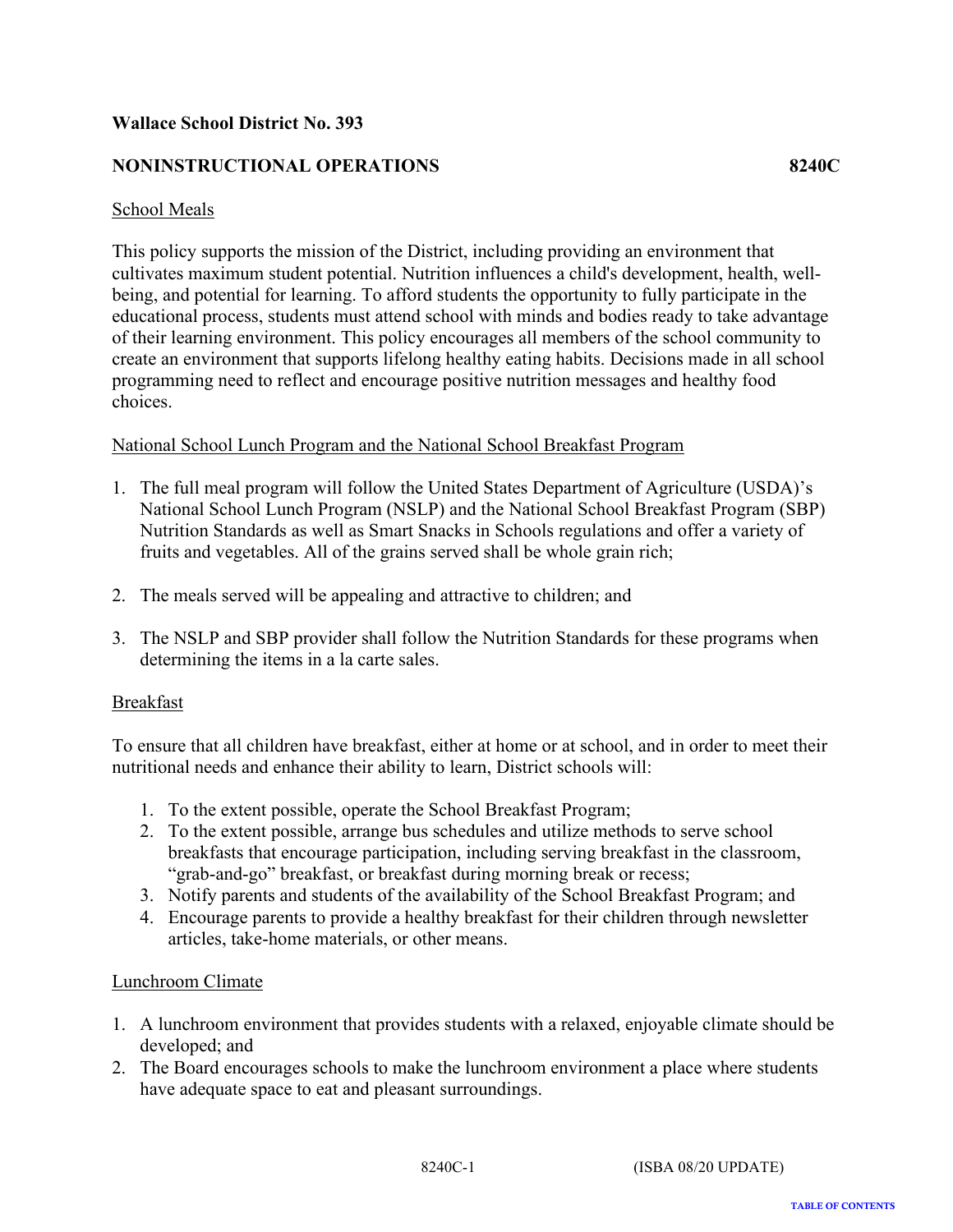**Wallace School District No. 393**

**NONINSTRUCTIONAL OPERATIONS** **8240C**

School Meals

This policy supports the mission of the District, including providing an environment that cultivates maximum student potential. Nutrition influences a child's development, health, well-being, and potential for learning. To afford students the opportunity to fully participate in the educational process, students must attend school with minds and bodies ready to take advantage of their learning environment. This policy encourages all members of the school community to create an environment that supports lifelong healthy eating habits. Decisions made in all school programming need to reflect and encourage positive nutrition messages and healthy food choices.

National School Lunch Program and the National School Breakfast Program

1. The full meal program will follow the United States Department of Agriculture (USDA)'s National School Lunch Program (NSLP) and the National School Breakfast Program (SBP) Nutrition Standards as well as Smart Snacks in Schools regulations and offer a variety of fruits and vegetables. All of the grains served shall be whole grain rich;
2. The meals served will be appealing and attractive to children; and
3. The NSLP and SBP provider shall follow the Nutrition Standards for these programs when determining the items in a la carte sales.

Breakfast

To ensure that all children have breakfast, either at home or at school, and in order to meet their nutritional needs and enhance their ability to learn, District schools will:

1. To the extent possible, operate the School Breakfast Program;
2. To the extent possible, arrange bus schedules and utilize methods to serve school breakfasts that encourage participation, including serving breakfast in the classroom, "grab-and-go" breakfast, or breakfast during morning break or recess;
3. Notify parents and students of the availability of the School Breakfast Program; and
4. Encourage parents to provide a healthy breakfast for their children through newsletter articles, take-home materials, or other means.

Lunchroom Climate

1. A lunchroom environment that provides students with a relaxed, enjoyable climate should be developed; and
2. The Board encourages schools to make the lunchroom environment a place where students have adequate space to eat and pleasant surroundings.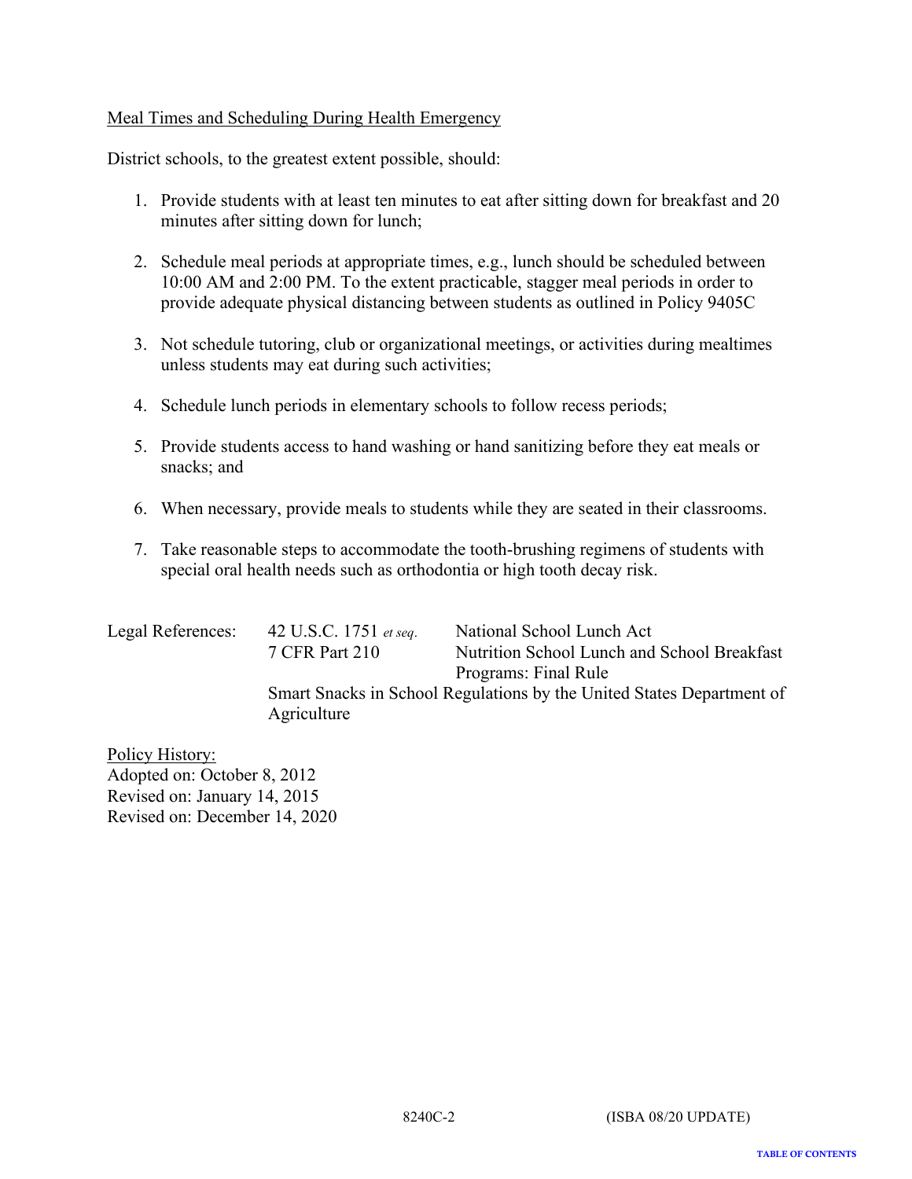<u>Meal Times and Scheduling During Health Emergency</u>

District schools, to the greatest extent possible, should:

1. Provide students with at least ten minutes to eat after sitting down for breakfast and 20 minutes after sitting down for lunch;

2. Schedule meal periods at appropriate times, e.g., lunch should be scheduled between 10:00 AM and 2:00 PM. To the extent practicable, stagger meal periods in order to provide adequate physical distancing between students as outlined in Policy 9405C

3. Not schedule tutoring, club or organizational meetings, or activities during mealtimes unless students may eat during such activities;

4. Schedule lunch periods in elementary schools to follow recess periods;

5. Provide students access to hand washing or hand sanitizing before they eat meals or snacks; and

6. When necessary, provide meals to students while they are seated in their classrooms.

7. Take reasonable steps to accommodate the tooth-brushing regimens of students with special oral health needs such as orthodontia or high tooth decay risk.

| Legal References: | 42 U.S.C. 1751 *et seq.* | National School Lunch Act |
|---|---|---|
| | 7 CFR Part 210 | Nutrition School Lunch and School Breakfast Programs: Final Rule |
| | Smart Snacks in School Regulations by the United States Department of Agriculture | |

<u>Policy History:</u>
Adopted on: October 8, 2012
Revised on: January 14, 2015
Revised on: December 14, 2020

8240C-2 (ISBA 08/20 UPDATE)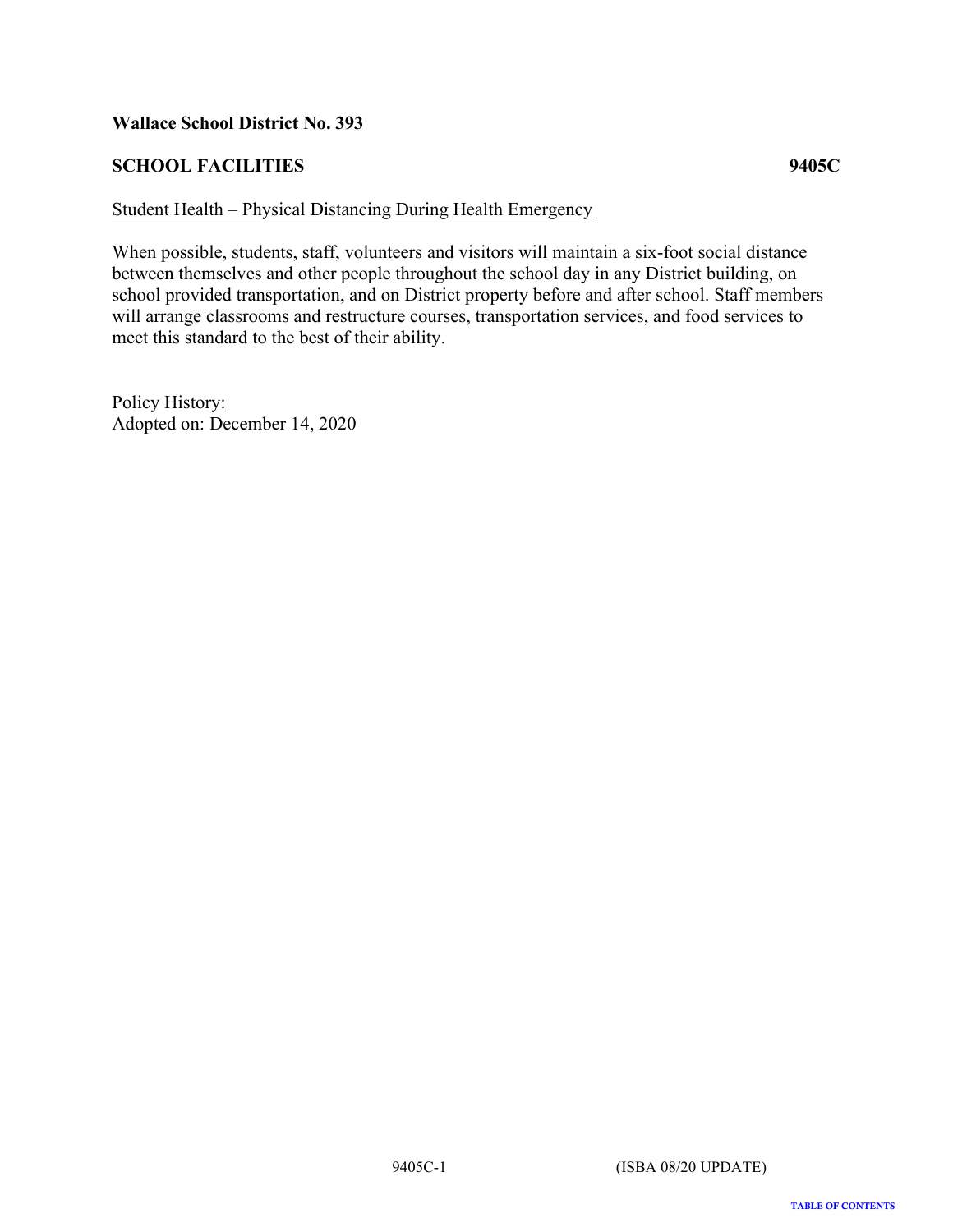**Wallace School District No. 393**

**SCHOOL FACILITIES** **9405C**

Student Health – Physical Distancing During Health Emergency

When possible, students, staff, volunteers and visitors will maintain a six-foot social distance between themselves and other people throughout the school day in any District building, on school provided transportation, and on District property before and after school. Staff members will arrange classrooms and restructure courses, transportation services, and food services to meet this standard to the best of their ability.

Policy History:
Adopted on: December 14, 2020